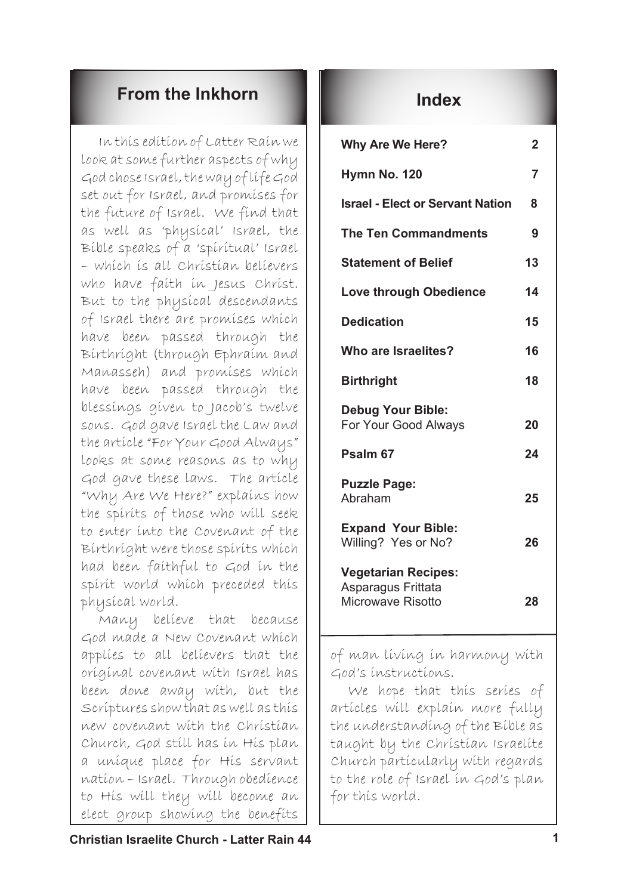## From the Inkhorn

In this edition of Latter Rain we look at some further aspects of why God chose Israel, the way of life God set out for Israel, and promises for the future of Israel. We find that as well as 'physical' Israel, the Bible speaks of a 'spiritual' Israel – which is all Christian believers who have faith in Jesus Christ. But to the physical descendants of Israel there are promises which have been passed through the Birthright (through Ephraim and Manasseh) and promises which have been passed through the blessings given to Jacob's twelve sons. God gave Israel the Law and the article "For Your Good Always" looks at some reasons as to why God gave these laws. The article "Why Are We Here?" explains how the spirits of those who will seek to enter into the Covenant of the Birthright were those spirits which had been faithful to God in the spirit world which preceded this physical world.

Many believe that because God made a New Covenant which applies to all believers that the original covenant with Israel has been done away with, but the Scriptures show that as well as this new covenant with the Christian Church, God still has in His plan a unique place for His servant nation – Israel. Through obedience to His will they will become an elect group showing the benefits of man living in harmony with God's instructions.

We hope that this series of articles will explain more fully the understanding of the Bible as taught by the Christian Israelite Church particularly with regards to the role of Israel in God's plan for this world.

## Index

| | |
|---|---|
| **Why Are We Here?** | **2** |
| **Hymn No. 120** | **7** |
| **Israel - Elect or Servant Nation** | **8** |
| **The Ten Commandments** | **9** |
| **Statement of Belief** | **13** |
| **Love through Obedience** | **14** |
| **Dedication** | **15** |
| **Who are Israelites?** | **16** |
| **Birthright** | **18** |
| **Debug Your Bible:** For Your Good Always | **20** |
| **Psalm 67** | **24** |
| **Puzzle Page:** Abraham | **25** |
| **Expand Your Bible:** Willing? Yes or No? | **26** |
| **Vegetarian Recipes:** Asparagus Frittata, Microwave Risotto | **28** |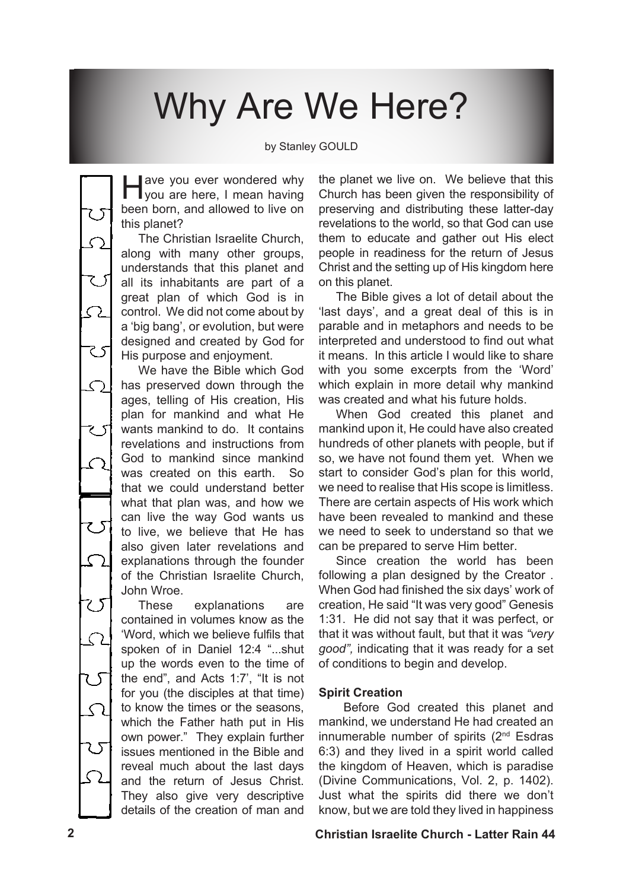# Why Are We Here?

by Stanley GOULD

Have you ever wondered why you are here, I mean having been born, and allowed to live on this planet?

The Christian Israelite Church, along with many other groups, understands that this planet and all its inhabitants are part of a great plan of which God is in control. We did not come about by a 'big bang', or evolution, but were designed and created by God for His purpose and enjoyment.

We have the Bible which God has preserved down through the ages, telling of His creation, His plan for mankind and what He wants mankind to do. It contains revelations and instructions from God to mankind since mankind was created on this earth. So that we could understand better what that plan was, and how we can live the way God wants us to live, we believe that He has also given later revelations and explanations through the founder of the Christian Israelite Church, John Wroe.

These explanations are contained in volumes know as the 'Word, which we believe fulfils that spoken of in Daniel 12:4 "...shut up the words even to the time of the end", and Acts 1:7', "It is not for you (the disciples at that time) to know the times or the seasons, which the Father hath put in His own power." They explain further issues mentioned in the Bible and reveal much about the last days and the return of Jesus Christ. They also give very descriptive details of the creation of man and the planet we live on. We believe that this Church has been given the responsibility of preserving and distributing these latter-day revelations to the world, so that God can use them to educate and gather out His elect people in readiness for the return of Jesus Christ and the setting up of His kingdom here on this planet.

The Bible gives a lot of detail about the 'last days', and a great deal of this is in parable and in metaphors and needs to be interpreted and understood to find out what it means. In this article I would like to share with you some excerpts from the 'Word' which explain in more detail why mankind was created and what his future holds.

When God created this planet and mankind upon it, He could have also created hundreds of other planets with people, but if so, we have not found them yet. When we start to consider God's plan for this world, we need to realise that His scope is limitless. There are certain aspects of His work which have been revealed to mankind and these we need to seek to understand so that we can be prepared to serve Him better.

Since creation the world has been following a plan designed by the Creator . When God had finished the six days' work of creation, He said "It was very good" Genesis 1:31. He did not say that it was perfect, or that it was without fault, but that it was *"very good",* indicating that it was ready for a set of conditions to begin and develop.

**Spirit Creation**

Before God created this planet and mankind, we understand He had created an innumerable number of spirits (2nd Esdras 6:3) and they lived in a spirit world called the kingdom of Heaven, which is paradise (Divine Communications, Vol. 2, p. 1402). Just what the spirits did there we don't know, but we are told they lived in happiness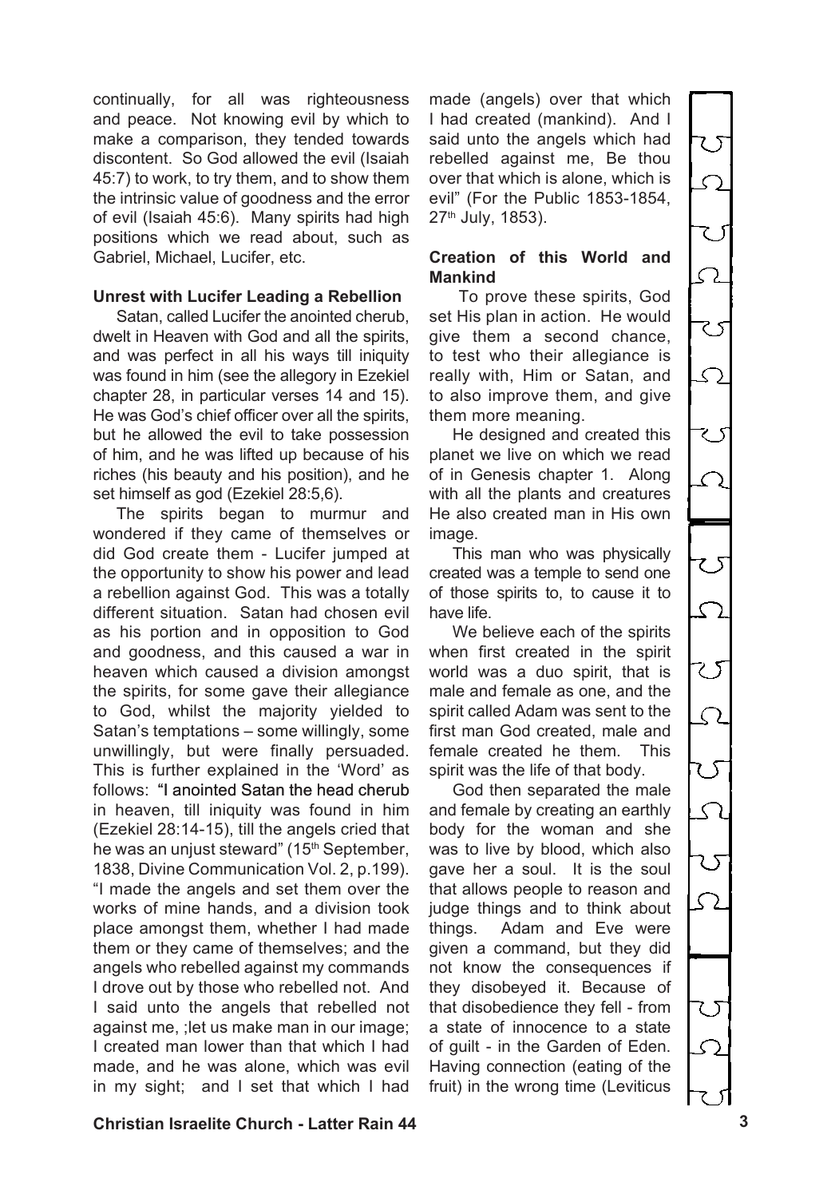continually, for all was righteousness and peace. Not knowing evil by which to make a comparison, they tended towards discontent. So God allowed the evil (Isaiah 45:7) to work, to try them, and to show them the intrinsic value of goodness and the error of evil (Isaiah 45:6). Many spirits had high positions which we read about, such as Gabriel, Michael, Lucifer, etc.

**Unrest with Lucifer Leading a Rebellion**

Satan, called Lucifer the anointed cherub, dwelt in Heaven with God and all the spirits, and was perfect in all his ways till iniquity was found in him (see the allegory in Ezekiel chapter 28, in particular verses 14 and 15). He was God's chief officer over all the spirits, but he allowed the evil to take possession of him, and he was lifted up because of his riches (his beauty and his position), and he set himself as god (Ezekiel 28:5,6).

The spirits began to murmur and wondered if they came of themselves or did God create them - Lucifer jumped at the opportunity to show his power and lead a rebellion against God. This was a totally different situation. Satan had chosen evil as his portion and in opposition to God and goodness, and this caused a war in heaven which caused a division amongst the spirits, for some gave their allegiance to God, whilst the majority yielded to Satan's temptations – some willingly, some unwillingly, but were finally persuaded. This is further explained in the 'Word' as follows: "I anointed Satan the head cherub in heaven, till iniquity was found in him (Ezekiel 28:14-15), till the angels cried that he was an unjust steward" (15th September, 1838, Divine Communication Vol. 2, p.199). "I made the angels and set them over the works of mine hands, and a division took place amongst them, whether I had made them or they came of themselves; and the angels who rebelled against my commands I drove out by those who rebelled not. And I said unto the angels that rebelled not against me, ;let us make man in our image; I created man lower than that which I had made, and he was alone, which was evil in my sight; and I set that which I had made (angels) over that which I had created (mankind). And I said unto the angels which had rebelled against me, Be thou over that which is alone, which is evil" (For the Public 1853-1854, 27th July, 1853).

**Creation of this World and Mankind**

To prove these spirits, God set His plan in action. He would give them a second chance, to test who their allegiance is really with, Him or Satan, and to also improve them, and give them more meaning.

He designed and created this planet we live on which we read of in Genesis chapter 1. Along with all the plants and creatures He also created man in His own image.

This man who was physically created was a temple to send one of those spirits to, to cause it to have life.

We believe each of the spirits when first created in the spirit world was a duo spirit, that is male and female as one, and the spirit called Adam was sent to the first man God created, male and female created he them. This spirit was the life of that body.

God then separated the male and female by creating an earthly body for the woman and she was to live by blood, which also gave her a soul. It is the soul that allows people to reason and judge things and to think about things. Adam and Eve were given a command, but they did not know the consequences if they disobeyed it. Because of that disobedience they fell - from a state of innocence to a state of guilt - in the Garden of Eden. Having connection (eating of the fruit) in the wrong time (Leviticus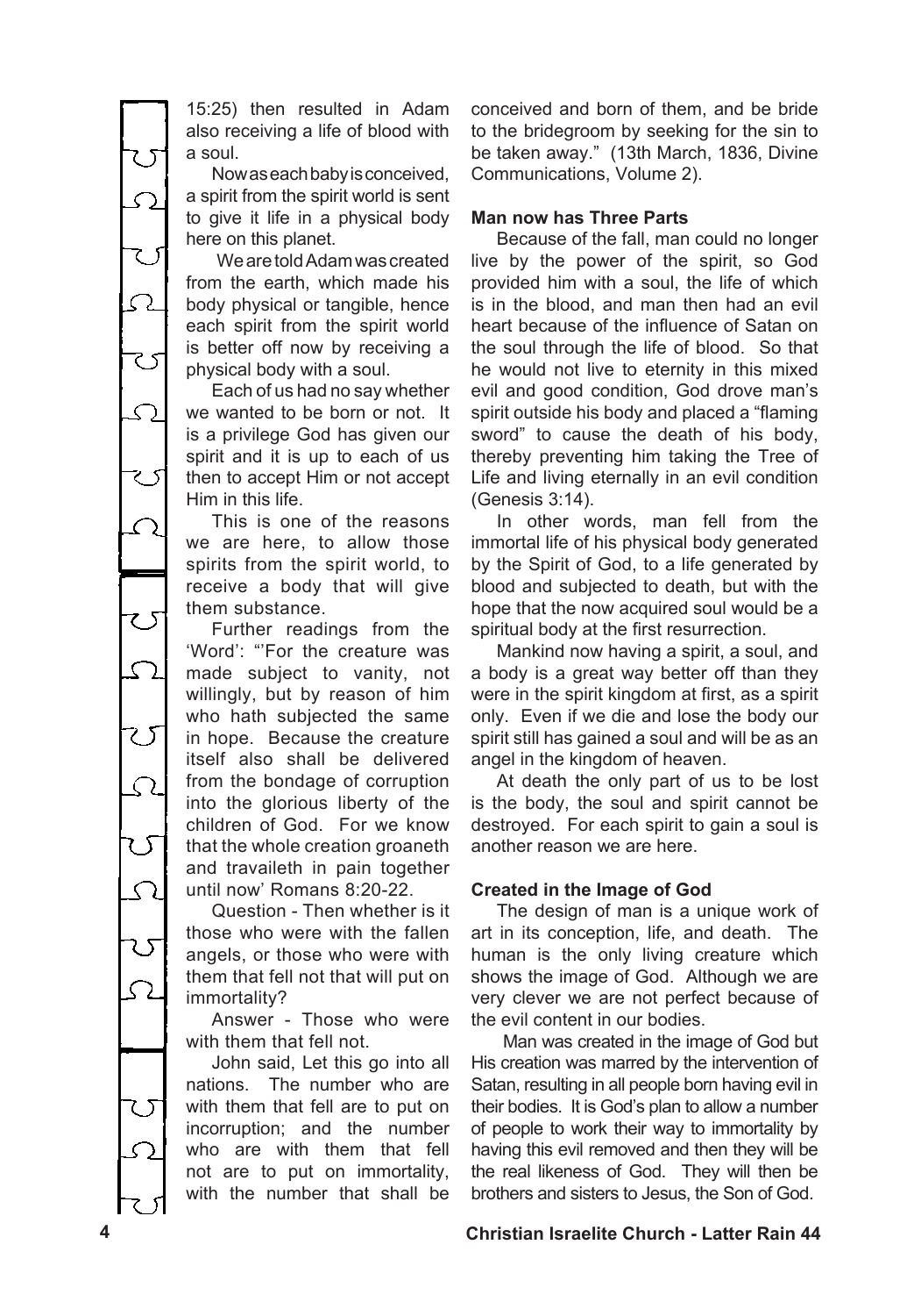15:25) then resulted in Adam also receiving a life of blood with a soul.

Now as each baby is conceived, a spirit from the spirit world is sent to give it life in a physical body here on this planet.

We are told Adam was created from the earth, which made his body physical or tangible, hence each spirit from the spirit world is better off now by receiving a physical body with a soul.

Each of us had no say whether we wanted to be born or not. It is a privilege God has given our spirit and it is up to each of us then to accept Him or not accept Him in this life.

This is one of the reasons we are here, to allow those spirits from the spirit world, to receive a body that will give them substance.

Further readings from the 'Word': "'For the creature was made subject to vanity, not willingly, but by reason of him who hath subjected the same in hope. Because the creature itself also shall be delivered from the bondage of corruption into the glorious liberty of the children of God. For we know that the whole creation groaneth and travaileth in pain together until now' Romans 8:20-22.

Question - Then whether is it those who were with the fallen angels, or those who were with them that fell not that will put on immortality?

Answer - Those who were with them that fell not.

John said, Let this go into all nations. The number who are with them that fell are to put on incorruption; and the number who are with them that fell not are to put on immortality, with the number that shall be conceived and born of them, and be bride to the bridegroom by seeking for the sin to be taken away." (13th March, 1836, Divine Communications, Volume 2).

### Man now has Three Parts

Because of the fall, man could no longer live by the power of the spirit, so God provided him with a soul, the life of which is in the blood, and man then had an evil heart because of the influence of Satan on the soul through the life of blood. So that he would not live to eternity in this mixed evil and good condition, God drove man's spirit outside his body and placed a "flaming sword" to cause the death of his body, thereby preventing him taking the Tree of Life and living eternally in an evil condition (Genesis 3:14).

In other words, man fell from the immortal life of his physical body generated by the Spirit of God, to a life generated by blood and subjected to death, but with the hope that the now acquired soul would be a spiritual body at the first resurrection.

Mankind now having a spirit, a soul, and a body is a great way better off than they were in the spirit kingdom at first, as a spirit only. Even if we die and lose the body our spirit still has gained a soul and will be as an angel in the kingdom of heaven.

At death the only part of us to be lost is the body, the soul and spirit cannot be destroyed. For each spirit to gain a soul is another reason we are here.

### Created in the Image of God

The design of man is a unique work of art in its conception, life, and death. The human is the only living creature which shows the image of God. Although we are very clever we are not perfect because of the evil content in our bodies.

Man was created in the image of God but His creation was marred by the intervention of Satan, resulting in all people born having evil in their bodies. It is God's plan to allow a number of people to work their way to immortality by having this evil removed and then they will be the real likeness of God. They will then be brothers and sisters to Jesus, the Son of God.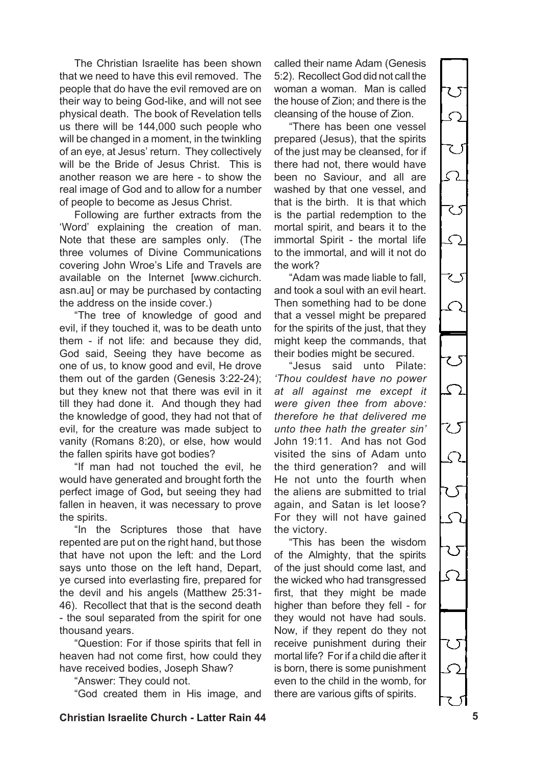The Christian Israelite has been shown that we need to have this evil removed. The people that do have the evil removed are on their way to being God-like, and will not see physical death. The book of Revelation tells us there will be 144,000 such people who will be changed in a moment, in the twinkling of an eye, at Jesus' return. They collectively will be the Bride of Jesus Christ. This is another reason we are here - to show the real image of God and to allow for a number of people to become as Jesus Christ.

Following are further extracts from the 'Word' explaining the creation of man. Note that these are samples only. (The three volumes of Divine Communications covering John Wroe's Life and Travels are available on the Internet [www.cichurch.asn.au] or may be purchased by contacting the address on the inside cover.)

"The tree of knowledge of good and evil, if they touched it, was to be death unto them - if not life: and because they did, God said, Seeing they have become as one of us, to know good and evil, He drove them out of the garden (Genesis 3:22-24); but they knew not that there was evil in it till they had done it. And though they had the knowledge of good, they had not that of evil, for the creature was made subject to vanity (Romans 8:20), or else, how would the fallen spirits have got bodies?

"If man had not touched the evil, he would have generated and brought forth the perfect image of God**,** but seeing they had fallen in heaven, it was necessary to prove the spirits.

"In the Scriptures those that have repented are put on the right hand, but those that have not upon the left: and the Lord says unto those on the left hand, Depart, ye cursed into everlasting fire, prepared for the devil and his angels (Matthew 25:31-46). Recollect that that is the second death - the soul separated from the spirit for one thousand years.

"Question: For if those spirits that fell in heaven had not come first, how could they have received bodies, Joseph Shaw?

"Answer: They could not.

"God created them in His image, and called their name Adam (Genesis 5:2). Recollect God did not call the woman a woman. Man is called the house of Zion; and there is the cleansing of the house of Zion.

"There has been one vessel prepared (Jesus), that the spirits of the just may be cleansed, for if there had not, there would have been no Saviour, and all are washed by that one vessel, and that is the birth. It is that which is the partial redemption to the mortal spirit, and bears it to the immortal Spirit - the mortal life to the immortal, and will it not do the work?

"Adam was made liable to fall, and took a soul with an evil heart. Then something had to be done that a vessel might be prepared for the spirits of the just, that they might keep the commands, that their bodies might be secured.

"Jesus said unto Pilate: *'Thou couldest have no power at all against me except it were given thee from above: therefore he that delivered me unto thee hath the greater sin'* John 19:11. And has not God visited the sins of Adam unto the third generation? and will He not unto the fourth when the aliens are submitted to trial again, and Satan is let loose? For they will not have gained the victory.

"This has been the wisdom of the Almighty, that the spirits of the just should come last, and the wicked who had transgressed first, that they might be made higher than before they fell - for they would not have had souls. Now, if they repent do they not receive punishment during their mortal life? For if a child die after it is born, there is some punishment even to the child in the womb, for there are various gifts of spirits.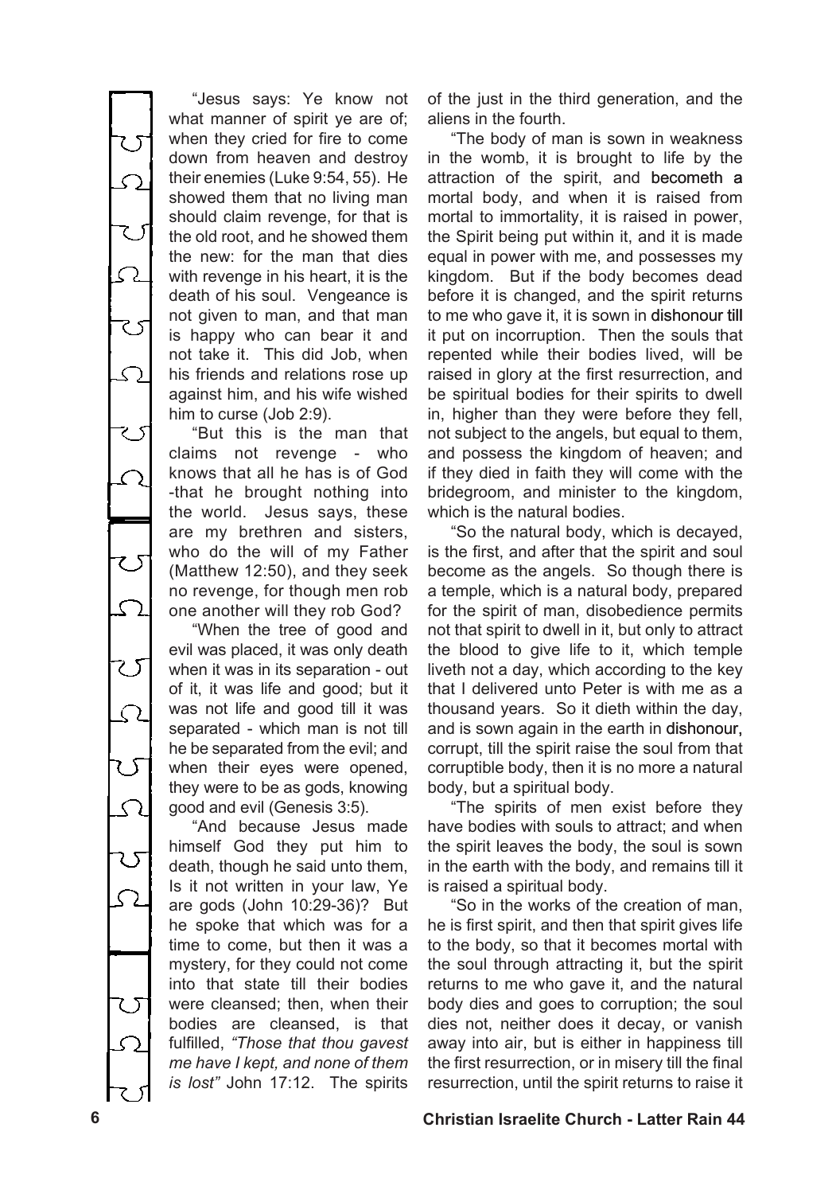"Jesus says: Ye know not what manner of spirit ye are of; when they cried for fire to come down from heaven and destroy their enemies (Luke 9:54, 55). He showed them that no living man should claim revenge, for that is the old root, and he showed them the new: for the man that dies with revenge in his heart, it is the death of his soul. Vengeance is not given to man, and that man is happy who can bear it and not take it. This did Job, when his friends and relations rose up against him, and his wife wished him to curse (Job 2:9).

"But this is the man that claims not revenge - who knows that all he has is of God -that he brought nothing into the world. Jesus says, these are my brethren and sisters, who do the will of my Father (Matthew 12:50), and they seek no revenge, for though men rob one another will they rob God?

"When the tree of good and evil was placed, it was only death when it was in its separation - out of it, it was life and good; but it was not life and good till it was separated - which man is not till he be separated from the evil; and when their eyes were opened, they were to be as gods, knowing good and evil (Genesis 3:5).

"And because Jesus made himself God they put him to death, though he said unto them, Is it not written in your law, Ye are gods (John 10:29-36)? But he spoke that which was for a time to come, but then it was a mystery, for they could not come into that state till their bodies were cleansed; then, when their bodies are cleansed, is that fulfilled, *"Those that thou gavest me have I kept, and none of them is lost"* John 17:12. The spirits of the just in the third generation, and the aliens in the fourth.

"The body of man is sown in weakness in the womb, it is brought to life by the attraction of the spirit, and becometh a mortal body, and when it is raised from mortal to immortality, it is raised in power, the Spirit being put within it, and it is made equal in power with me, and possesses my kingdom. But if the body becomes dead before it is changed, and the spirit returns to me who gave it, it is sown in dishonour till it put on incorruption. Then the souls that repented while their bodies lived, will be raised in glory at the first resurrection, and be spiritual bodies for their spirits to dwell in, higher than they were before they fell, not subject to the angels, but equal to them, and possess the kingdom of heaven; and if they died in faith they will come with the bridegroom, and minister to the kingdom, which is the natural bodies.

"So the natural body, which is decayed, is the first, and after that the spirit and soul become as the angels. So though there is a temple, which is a natural body, prepared for the spirit of man, disobedience permits not that spirit to dwell in it, but only to attract the blood to give life to it, which temple liveth not a day, which according to the key that I delivered unto Peter is with me as a thousand years. So it dieth within the day, and is sown again in the earth in dishonour, corrupt, till the spirit raise the soul from that corruptible body, then it is no more a natural body, but a spiritual body.

"The spirits of men exist before they have bodies with souls to attract; and when the spirit leaves the body, the soul is sown in the earth with the body, and remains till it is raised a spiritual body.

"So in the works of the creation of man, he is first spirit, and then that spirit gives life to the body, so that it becomes mortal with the soul through attracting it, but the spirit returns to me who gave it, and the natural body dies and goes to corruption; the soul dies not, neither does it decay, or vanish away into air, but is either in happiness till the first resurrection, or in misery till the final resurrection, until the spirit returns to raise it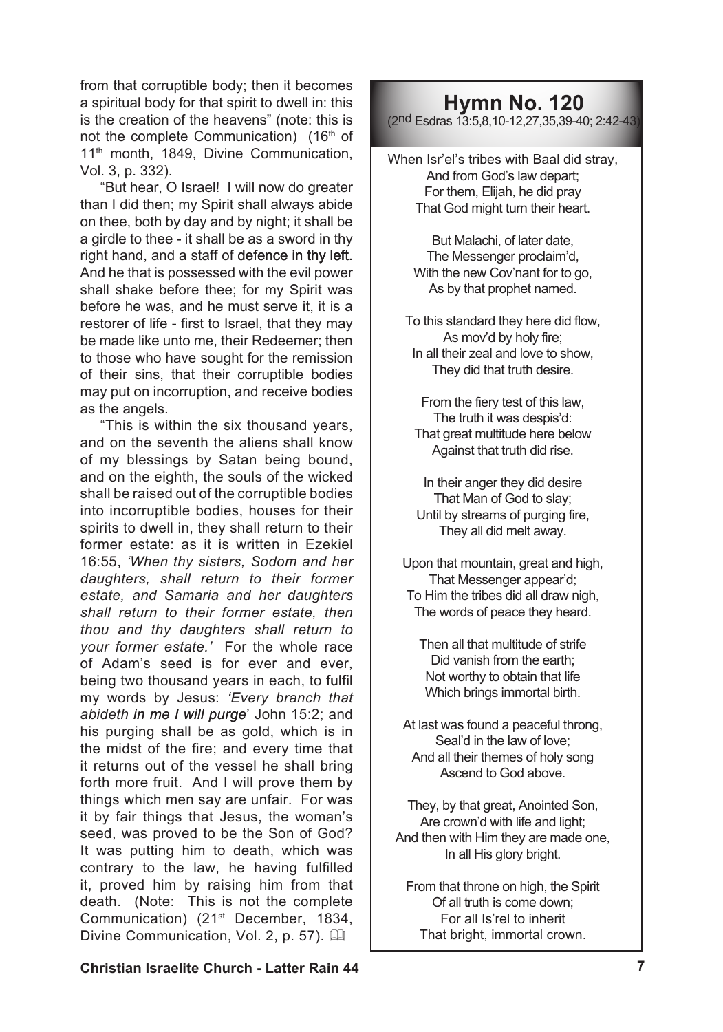from that corruptible body; then it becomes a spiritual body for that spirit to dwell in: this is the creation of the heavens" (note: this is not the complete Communication) (16th of 11th month, 1849, Divine Communication, Vol. 3, p. 332).

"But hear, O Israel! I will now do greater than I did then; my Spirit shall always abide on thee, both by day and by night; it shall be a girdle to thee - it shall be as a sword in thy right hand, and a staff of defence in thy left. And he that is possessed with the evil power shall shake before thee; for my Spirit was before he was, and he must serve it, it is a restorer of life - first to Israel, that they may be made like unto me, their Redeemer; then to those who have sought for the remission of their sins, that their corruptible bodies may put on incorruption, and receive bodies as the angels.

"This is within the six thousand years, and on the seventh the aliens shall know of my blessings by Satan being bound, and on the eighth, the souls of the wicked shall be raised out of the corruptible bodies into incorruptible bodies, houses for their spirits to dwell in, they shall return to their former estate: as it is written in Ezekiel 16:55, *'When thy sisters, Sodom and her daughters, shall return to their former estate, and Samaria and her daughters shall return to their former estate, then thou and thy daughters shall return to your former estate.'* For the whole race of Adam's seed is for ever and ever, being two thousand years in each, to fulfil my words by Jesus: *'Every branch that abideth in me I will purge'* John 15:2; and his purging shall be as gold, which is in the midst of the fire; and every time that it returns out of the vessel he shall bring forth more fruit. And I will prove them by things which men say are unfair. For was it by fair things that Jesus, the woman's seed, was proved to be the Son of God? It was putting him to death, which was contrary to the law, he having fulfilled it, proved him by raising him from that death. (Note: This is not the complete Communication) (21st December, 1834, Divine Communication, Vol. 2, p. 57).

## Hymn No. 120

(2nd Esdras 13:5,8,10-12,27,35,39-40; 2:42-43)

When Isr'el's tribes with Baal did stray,
And from God's law depart;
For them, Elijah, he did pray
That God might turn their heart.

But Malachi, of later date,
The Messenger proclaim'd,
With the new Cov'nant for to go,
As by that prophet named.

To this standard they here did flow,
As mov'd by holy fire;
In all their zeal and love to show,
They did that truth desire.

From the fiery test of this law,
The truth it was despis'd:
That great multitude here below
Against that truth did rise.

In their anger they did desire
That Man of God to slay;
Until by streams of purging fire,
They all did melt away.

Upon that mountain, great and high,
That Messenger appear'd;
To Him the tribes did all draw nigh,
The words of peace they heard.

Then all that multitude of strife
Did vanish from the earth;
Not worthy to obtain that life
Which brings immortal birth.

At last was found a peaceful throng,
Seal'd in the law of love;
And all their themes of holy song
Ascend to God above.

They, by that great, Anointed Son,
Are crown'd with life and light;
And then with Him they are made one,
In all His glory bright.

From that throne on high, the Spirit
Of all truth is come down;
For all Is'rel to inherit
That bright, immortal crown.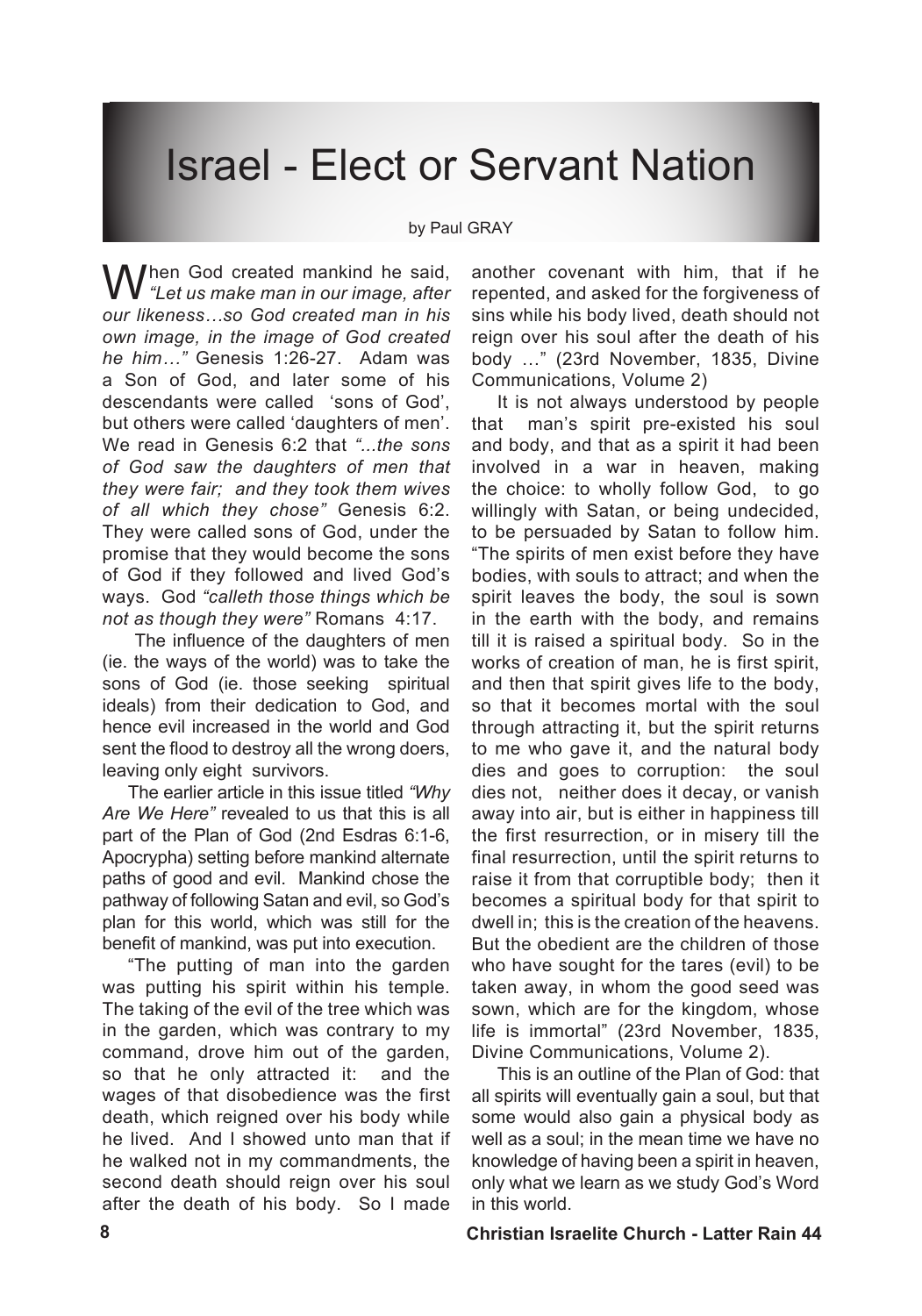# Israel - Elect or Servant Nation

by Paul GRAY

When God created mankind he said, *"Let us make man in our image, after our likeness…so God created man in his own image, in the image of God created he him…"* Genesis 1:26-27. Adam was a Son of God, and later some of his descendants were called 'sons of God', but others were called 'daughters of men'. We read in Genesis 6:2 that *"...the sons of God saw the daughters of men that they were fair; and they took them wives of all which they chose"* Genesis 6:2. They were called sons of God, under the promise that they would become the sons of God if they followed and lived God's ways. God *"calleth those things which be not as though they were"* Romans 4:17.

The influence of the daughters of men (ie. the ways of the world) was to take the sons of God (ie. those seeking spiritual ideals) from their dedication to God, and hence evil increased in the world and God sent the flood to destroy all the wrong doers, leaving only eight survivors.

The earlier article in this issue titled *"Why Are We Here"* revealed to us that this is all part of the Plan of God (2nd Esdras 6:1-6, Apocrypha) setting before mankind alternate paths of good and evil. Mankind chose the pathway of following Satan and evil, so God's plan for this world, which was still for the benefit of mankind, was put into execution.

"The putting of man into the garden was putting his spirit within his temple. The taking of the evil of the tree which was in the garden, which was contrary to my command, drove him out of the garden, so that he only attracted it: and the wages of that disobedience was the first death, which reigned over his body while he lived. And I showed unto man that if he walked not in my commandments, the second death should reign over his soul after the death of his body. So I made another covenant with him, that if he repented, and asked for the forgiveness of sins while his body lived, death should not reign over his soul after the death of his body …" (23rd November, 1835, Divine Communications, Volume 2)

It is not always understood by people that man's spirit pre-existed his soul and body, and that as a spirit it had been involved in a war in heaven, making the choice: to wholly follow God, to go willingly with Satan, or being undecided, to be persuaded by Satan to follow him. "The spirits of men exist before they have bodies, with souls to attract; and when the spirit leaves the body, the soul is sown in the earth with the body, and remains till it is raised a spiritual body. So in the works of creation of man, he is first spirit, and then that spirit gives life to the body, so that it becomes mortal with the soul through attracting it, but the spirit returns to me who gave it, and the natural body dies and goes to corruption: the soul dies not, neither does it decay, or vanish away into air, but is either in happiness till the first resurrection, or in misery till the final resurrection, until the spirit returns to raise it from that corruptible body; then it becomes a spiritual body for that spirit to dwell in; this is the creation of the heavens. But the obedient are the children of those who have sought for the tares (evil) to be taken away, in whom the good seed was sown, which are for the kingdom, whose life is immortal" (23rd November, 1835, Divine Communications, Volume 2).

This is an outline of the Plan of God: that all spirits will eventually gain a soul, but that some would also gain a physical body as well as a soul; in the mean time we have no knowledge of having been a spirit in heaven, only what we learn as we study God's Word in this world.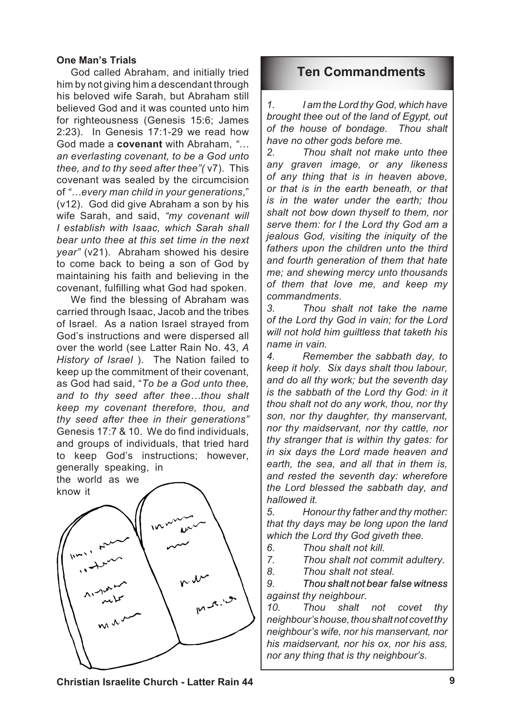**One Man's Trials**

God called Abraham, and initially tried him by not giving him a descendant through his beloved wife Sarah, but Abraham still believed God and it was counted unto him for righteousness (Genesis 15:6; James 2:23). In Genesis 17:1-29 we read how God made a **covenant** with Abraham, *"…an everlasting covenant, to be a God unto thee, and to thy seed after thee"(* v7). This covenant was sealed by the circumcision of *"…every man child in your generations*," (v12). God did give Abraham a son by his wife Sarah, and said, *"my covenant will I establish with Isaac, which Sarah shall bear unto thee at this set time in the next year"* (v21). Abraham showed his desire to come back to being a son of God by maintaining his faith and believing in the covenant, fulfilling what God had spoken.

We find the blessing of Abraham was carried through Isaac, Jacob and the tribes of Israel. As a nation Israel strayed from God's instructions and were dispersed all over the world (see Latter Rain No. 43, *A History of Israel* ). The Nation failed to keep up the commitment of their covenant, as God had said, "*To be a God unto thee, and to thy seed after thee…thou shalt keep my covenant therefore, thou, and thy seed after thee in their generations"* Genesis 17:7 & 10. We do find individuals, and groups of individuals, that tried hard to keep God's instructions; however, generally speaking, in the world as we know it

## Ten Commandments

*1. I am the Lord thy God, which have brought thee out of the land of Egypt, out of the house of bondage. Thou shalt have no other gods before me.*

*2. Thou shalt not make unto thee any graven image, or any likeness of any thing that is in heaven above, or that is in the earth beneath, or that is in the water under the earth; thou shalt not bow down thyself to them, nor serve them: for I the Lord thy God am a jealous God, visiting the iniquity of the fathers upon the children unto the third and fourth generation of them that hate me; and shewing mercy unto thousands of them that love me, and keep my commandments.*

*3. Thou shalt not take the name of the Lord thy God in vain; for the Lord will not hold him guiltless that taketh his name in vain.*

*4. Remember the sabbath day, to keep it holy. Six days shalt thou labour, and do all thy work; but the seventh day is the sabbath of the Lord thy God: in it thou shalt not do any work, thou, nor thy son, nor thy daughter, thy manservant, nor thy maidservant, nor thy cattle, nor thy stranger that is within thy gates: for in six days the Lord made heaven and earth, the sea, and all that in them is, and rested the seventh day: wherefore the Lord blessed the sabbath day, and hallowed it.*

*5. Honour thy father and thy mother: that thy days may be long upon the land which the Lord thy God giveth thee.*

*6. Thou shalt not kill.*

*7. Thou shalt not commit adultery.*

*8. Thou shalt not steal.*

*9. Thou shalt not bear false witness against thy neighbour.*

*10. Thou shalt not covet thy neighbour's house, thou shalt not covet thy neighbour's wife, nor his manservant, nor his maidservant, nor his ox, nor his ass, nor any thing that is thy neighbour's.*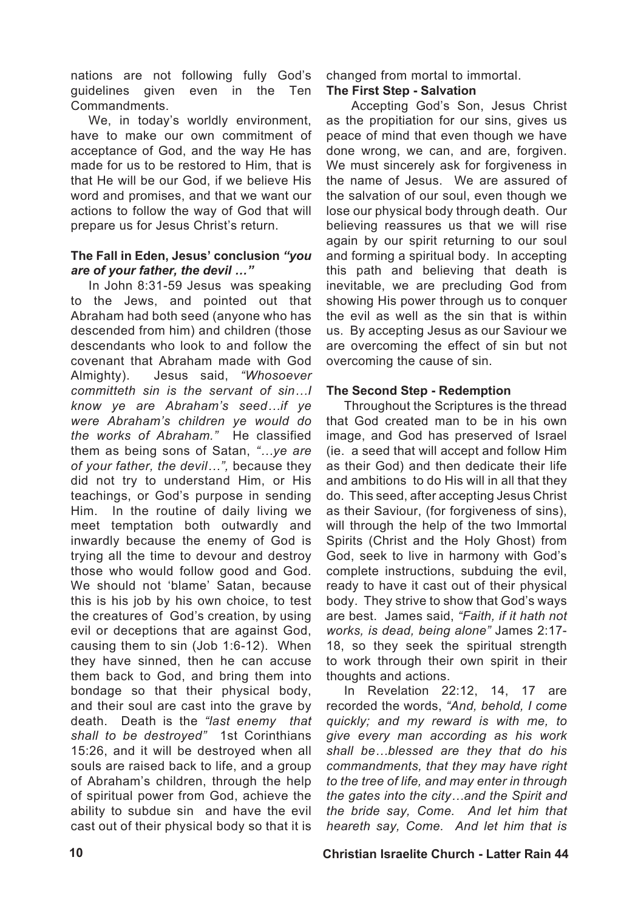nations are not following fully God's guidelines given even in the Ten Commandments.

We, in today's worldly environment, have to make our own commitment of acceptance of God, and the way He has made for us to be restored to Him, that is that He will be our God, if we believe His word and promises, and that we want our actions to follow the way of God that will prepare us for Jesus Christ's return.

### The Fall in Eden, Jesus' conclusion *"you are of your father, the devil …"*

In John 8:31-59 Jesus was speaking to the Jews, and pointed out that Abraham had both seed (anyone who has descended from him) and children (those descendants who look to and follow the covenant that Abraham made with God Almighty). Jesus said, *"Whosoever committeth sin is the servant of sin…I know ye are Abraham's seed…if ye were Abraham's children ye would do the works of Abraham."* He classified them as being sons of Satan, *"…ye are of your father, the devil…",* because they did not try to understand Him, or His teachings, or God's purpose in sending Him. In the routine of daily living we meet temptation both outwardly and inwardly because the enemy of God is trying all the time to devour and destroy those who would follow good and God. We should not 'blame' Satan, because this is his job by his own choice, to test the creatures of God's creation, by using evil or deceptions that are against God, causing them to sin (Job 1:6-12). When they have sinned, then he can accuse them back to God, and bring them into bondage so that their physical body, and their soul are cast into the grave by death. Death is the *"last enemy that shall to be destroyed"* 1st Corinthians 15:26, and it will be destroyed when all souls are raised back to life, and a group of Abraham's children, through the help of spiritual power from God, achieve the ability to subdue sin and have the evil cast out of their physical body so that it is changed from mortal to immortal.

### The First Step - Salvation

Accepting God's Son, Jesus Christ as the propitiation for our sins, gives us peace of mind that even though we have done wrong, we can, and are, forgiven. We must sincerely ask for forgiveness in the name of Jesus. We are assured of the salvation of our soul, even though we lose our physical body through death. Our believing reassures us that we will rise again by our spirit returning to our soul and forming a spiritual body. In accepting this path and believing that death is inevitable, we are precluding God from showing His power through us to conquer the evil as well as the sin that is within us. By accepting Jesus as our Saviour we are overcoming the effect of sin but not overcoming the cause of sin.

### The Second Step - Redemption

Throughout the Scriptures is the thread that God created man to be in his own image, and God has preserved of Israel (ie. a seed that will accept and follow Him as their God) and then dedicate their life and ambitions to do His will in all that they do. This seed, after accepting Jesus Christ as their Saviour, (for forgiveness of sins), will through the help of the two Immortal Spirits (Christ and the Holy Ghost) from God, seek to live in harmony with God's complete instructions, subduing the evil, ready to have it cast out of their physical body. They strive to show that God's ways are best. James said, *"Faith, if it hath not works, is dead, being alone"* James 2:17-18, so they seek the spiritual strength to work through their own spirit in their thoughts and actions.

In Revelation 22:12, 14, 17 are recorded the words, *"And, behold, I come quickly; and my reward is with me, to give every man according as his work shall be…blessed are they that do his commandments, that they may have right to the tree of life, and may enter in through the gates into the city…and the Spirit and the bride say, Come. And let him that heareth say, Come. And let him that is*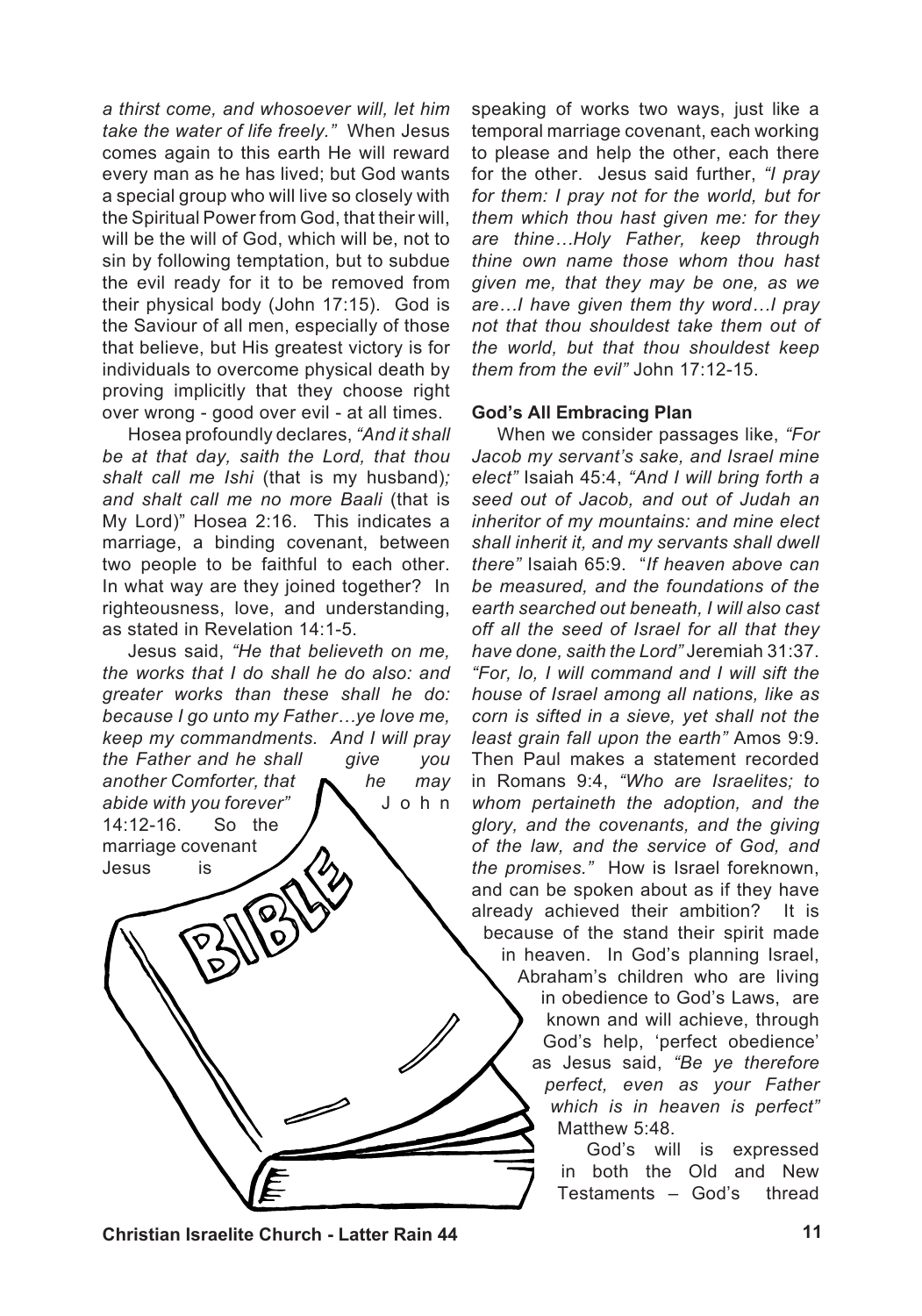*a thirst come, and whosoever will, let him take the water of life freely."* When Jesus comes again to this earth He will reward every man as he has lived; but God wants a special group who will live so closely with the Spiritual Power from God, that their will, will be the will of God, which will be, not to sin by following temptation, but to subdue the evil ready for it to be removed from their physical body (John 17:15). God is the Saviour of all men, especially of those that believe, but His greatest victory is for individuals to overcome physical death by proving implicitly that they choose right over wrong - good over evil - at all times.

Hosea profoundly declares, *"And it shall be at that day, saith the Lord, that thou shalt call me Ishi* (that is my husband)*; and shalt call me no more Baali* (that is My Lord)" Hosea 2:16. This indicates a marriage, a binding covenant, between two people to be faithful to each other. In what way are they joined together? In righteousness, love, and understanding, as stated in Revelation 14:1-5.

Jesus said, *"He that believeth on me, the works that I do shall he do also: and greater works than these shall he do: because I go unto my Father…ye love me, keep my commandments. And I will pray the Father and he shall give you another Comforter, that he may abide with you forever"* John 14:12-16. So the marriage covenant Jesus is speaking of works two ways, just like a temporal marriage covenant, each working to please and help the other, each there for the other. Jesus said further, *"I pray for them: I pray not for the world, but for them which thou hast given me: for they are thine…Holy Father, keep through thine own name those whom thou hast given me, that they may be one, as we are…I have given them thy word…I pray not that thou shouldest take them out of the world, but that thou shouldest keep them from the evil"* John 17:12-15.

**God's All Embracing Plan**

When we consider passages like, *"For Jacob my servant's sake, and Israel mine elect"* Isaiah 45:4, *"And I will bring forth a seed out of Jacob, and out of Judah an inheritor of my mountains: and mine elect shall inherit it, and my servants shall dwell there"* Isaiah 65:9. "*If heaven above can be measured, and the foundations of the earth searched out beneath, I will also cast off all the seed of Israel for all that they have done, saith the Lord"* Jeremiah 31:37. *"For, lo, I will command and I will sift the house of Israel among all nations, like as corn is sifted in a sieve, yet shall not the least grain fall upon the earth"* Amos 9:9. Then Paul makes a statement recorded in Romans 9:4, *"Who are Israelites; to whom pertaineth the adoption, and the glory, and the covenants, and the giving of the law, and the service of God, and the promises."* How is Israel foreknown, and can be spoken about as if they have already achieved their ambition? It is because of the stand their spirit made in heaven. In God's planning Israel, Abraham's children who are living in obedience to God's Laws, are known and will achieve, through God's help, 'perfect obedience' as Jesus said, *"Be ye therefore perfect, even as your Father which is in heaven is perfect"* Matthew 5:48.

God's will is expressed in both the Old and New Testaments – God's thread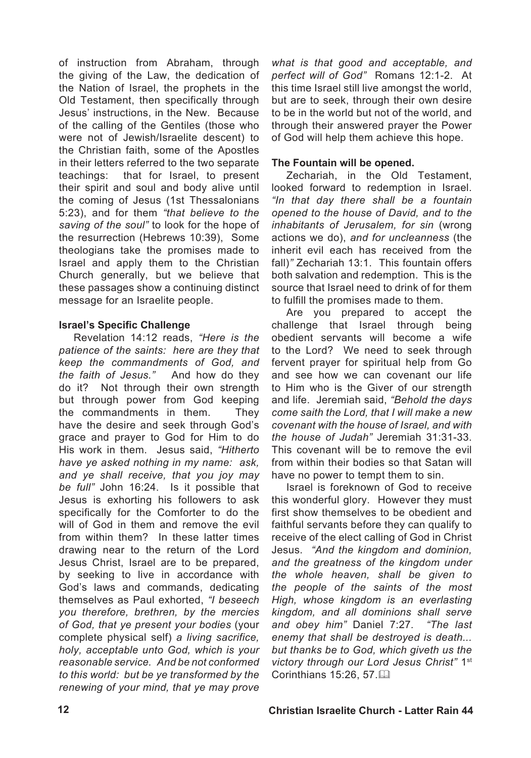of instruction from Abraham, through the giving of the Law, the dedication of the Nation of Israel, the prophets in the Old Testament, then specifically through Jesus' instructions, in the New. Because of the calling of the Gentiles (those who were not of Jewish/Israelite descent) to the Christian faith, some of the Apostles in their letters referred to the two separate teachings: that for Israel, to present their spirit and soul and body alive until the coming of Jesus (1st Thessalonians 5:23), and for them *"that believe to the saving of the soul"* to look for the hope of the resurrection (Hebrews 10:39), Some theologians take the promises made to Israel and apply them to the Christian Church generally, but we believe that these passages show a continuing distinct message for an Israelite people.

**Israel's Specific Challenge**

Revelation 14:12 reads, *"Here is the patience of the saints: here are they that keep the commandments of God, and the faith of Jesus."* And how do they do it? Not through their own strength but through power from God keeping the commandments in them. They have the desire and seek through God's grace and prayer to God for Him to do His work in them. Jesus said, *"Hitherto have ye asked nothing in my name: ask, and ye shall receive, that you joy may be full"* John 16:24. Is it possible that Jesus is exhorting his followers to ask specifically for the Comforter to do the will of God in them and remove the evil from within them? In these latter times drawing near to the return of the Lord Jesus Christ, Israel are to be prepared, by seeking to live in accordance with God's laws and commands, dedicating themselves as Paul exhorted, *"I beseech you therefore, brethren, by the mercies of God, that ye present your bodies* (your complete physical self) *a living sacrifice, holy, acceptable unto God, which is your reasonable service. And be not conformed to this world: but be ye transformed by the renewing of your mind, that ye may prove what is that good and acceptable, and perfect will of God"* Romans 12:1-2. At this time Israel still live amongst the world, but are to seek, through their own desire to be in the world but not of the world, and through their answered prayer the Power of God will help them achieve this hope.

**The Fountain will be opened.**

Zechariah, in the Old Testament, looked forward to redemption in Israel. *"In that day there shall be a fountain opened to the house of David, and to the inhabitants of Jerusalem, for sin* (wrong actions we do), *and for uncleanness* (the inherit evil each has received from the fall)*"* Zechariah 13:1. This fountain offers both salvation and redemption. This is the source that Israel need to drink of for them to fulfill the promises made to them.

Are you prepared to accept the challenge that Israel through being obedient servants will become a wife to the Lord? We need to seek through fervent prayer for spiritual help from Go and see how we can covenant our life to Him who is the Giver of our strength and life. Jeremiah said, *"Behold the days come saith the Lord, that I will make a new covenant with the house of Israel, and with the house of Judah"* Jeremiah 31:31-33. This covenant will be to remove the evil from within their bodies so that Satan will have no power to tempt them to sin.

Israel is foreknown of God to receive this wonderful glory. However they must first show themselves to be obedient and faithful servants before they can qualify to receive of the elect calling of God in Christ Jesus. *"And the kingdom and dominion, and the greatness of the kingdom under the whole heaven, shall be given to the people of the saints of the most High, whose kingdom is an everlasting kingdom, and all dominions shall serve and obey him"* Daniel 7:27. *"The last enemy that shall be destroyed is death... but thanks be to God, which giveth us the victory through our Lord Jesus Christ"* 1st Corinthians 15:26, 57.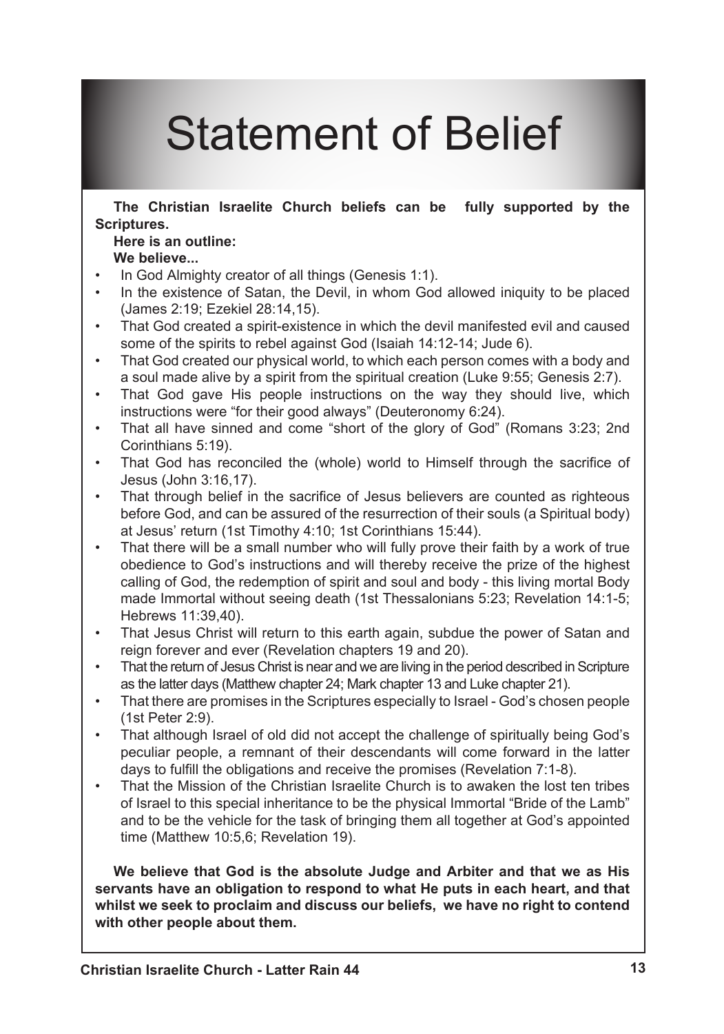# Statement of Belief

**The Christian Israelite Church beliefs can be fully supported by the Scriptures.**

**Here is an outline:**

**We believe...**

- In God Almighty creator of all things (Genesis 1:1).
- In the existence of Satan, the Devil, in whom God allowed iniquity to be placed (James 2:19; Ezekiel 28:14,15).
- That God created a spirit-existence in which the devil manifested evil and caused some of the spirits to rebel against God (Isaiah 14:12-14; Jude 6).
- That God created our physical world, to which each person comes with a body and a soul made alive by a spirit from the spiritual creation (Luke 9:55; Genesis 2:7).
- That God gave His people instructions on the way they should live, which instructions were "for their good always" (Deuteronomy 6:24).
- That all have sinned and come "short of the glory of God" (Romans 3:23; 2nd Corinthians 5:19).
- That God has reconciled the (whole) world to Himself through the sacrifice of Jesus (John 3:16,17).
- That through belief in the sacrifice of Jesus believers are counted as righteous before God, and can be assured of the resurrection of their souls (a Spiritual body) at Jesus' return (1st Timothy 4:10; 1st Corinthians 15:44).
- That there will be a small number who will fully prove their faith by a work of true obedience to God's instructions and will thereby receive the prize of the highest calling of God, the redemption of spirit and soul and body - this living mortal Body made Immortal without seeing death (1st Thessalonians 5:23; Revelation 14:1-5; Hebrews 11:39,40).
- That Jesus Christ will return to this earth again, subdue the power of Satan and reign forever and ever (Revelation chapters 19 and 20).
- That the return of Jesus Christ is near and we are living in the period described in Scripture as the latter days (Matthew chapter 24; Mark chapter 13 and Luke chapter 21).
- That there are promises in the Scriptures especially to Israel - God's chosen people (1st Peter 2:9).
- That although Israel of old did not accept the challenge of spiritually being God's peculiar people, a remnant of their descendants will come forward in the latter days to fulfill the obligations and receive the promises (Revelation 7:1-8).
- That the Mission of the Christian Israelite Church is to awaken the lost ten tribes of Israel to this special inheritance to be the physical Immortal "Bride of the Lamb" and to be the vehicle for the task of bringing them all together at God's appointed time (Matthew 10:5,6; Revelation 19).

**We believe that God is the absolute Judge and Arbiter and that we as His servants have an obligation to respond to what He puts in each heart, and that whilst we seek to proclaim and discuss our beliefs, we have no right to contend with other people about them.**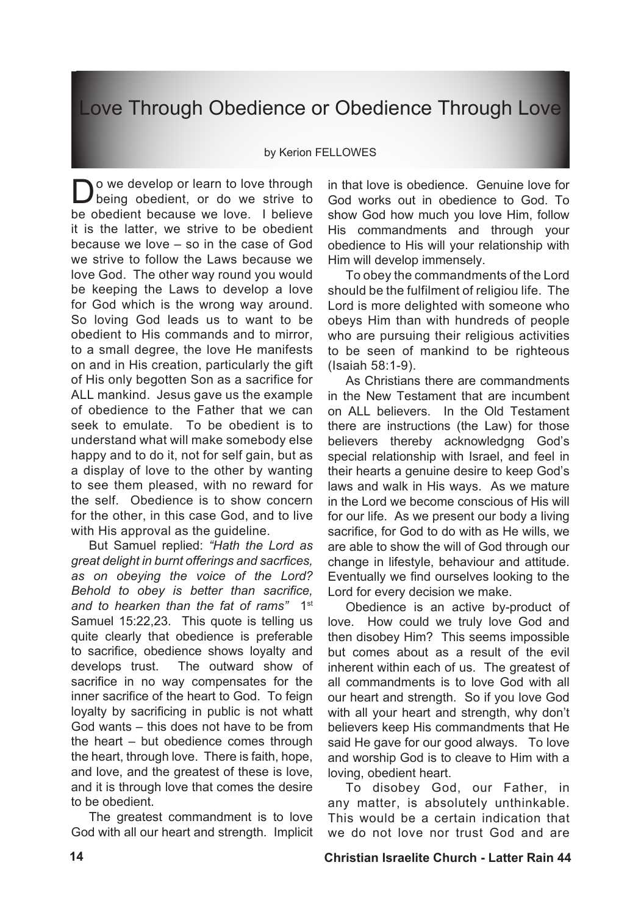# Love Through Obedience or Obedience Through Love

by Kerion FELLOWES

Do we develop or learn to love through being obedient, or do we strive to be obedient because we love. I believe it is the latter, we strive to be obedient because we love – so in the case of God we strive to follow the Laws because we love God. The other way round you would be keeping the Laws to develop a love for God which is the wrong way around. So loving God leads us to want to be obedient to His commands and to mirror, to a small degree, the love He manifests on and in His creation, particularly the gift of His only begotten Son as a sacrifice for ALL mankind. Jesus gave us the example of obedience to the Father that we can seek to emulate. To be obedient is to understand what will make somebody else happy and to do it, not for self gain, but as a display of love to the other by wanting to see them pleased, with no reward for the self. Obedience is to show concern for the other, in this case God, and to live with His approval as the guideline.

But Samuel replied: *"Hath the Lord as great delight in burnt offerings and sacrfices, as on obeying the voice of the Lord? Behold to obey is better than sacrifice, and to hearken than the fat of rams"* 1st Samuel 15:22,23. This quote is telling us quite clearly that obedience is preferable to sacrifice, obedience shows loyalty and develops trust. The outward show of sacrifice in no way compensates for the inner sacrifice of the heart to God. To feign loyalty by sacrificing in public is not whatt God wants – this does not have to be from the heart – but obedience comes through the heart, through love. There is faith, hope, and love, and the greatest of these is love, and it is through love that comes the desire to be obedient.

The greatest commandment is to love God with all our heart and strength. Implicit in that love is obedience. Genuine love for God works out in obedience to God. To show God how much you love Him, follow His commandments and through your obedience to His will your relationship with Him will develop immensely.

To obey the commandments of the Lord should be the fulfilment of religiou life. The Lord is more delighted with someone who obeys Him than with hundreds of people who are pursuing their religious activities to be seen of mankind to be righteous (Isaiah 58:1-9).

As Christians there are commandments in the New Testament that are incumbent on ALL believers. In the Old Testament there are instructions (the Law) for those believers thereby acknowledgng God's special relationship with Israel, and feel in their hearts a genuine desire to keep God's laws and walk in His ways. As we mature in the Lord we become conscious of His will for our life. As we present our body a living sacrifice, for God to do with as He wills, we are able to show the will of God through our change in lifestyle, behaviour and attitude. Eventually we find ourselves looking to the Lord for every decision we make.

Obedience is an active by-product of love. How could we truly love God and then disobey Him? This seems impossible but comes about as a result of the evil inherent within each of us. The greatest of all commandments is to love God with all our heart and strength. So if you love God with all your heart and strength, why don't believers keep His commandments that He said He gave for our good always. To love and worship God is to cleave to Him with a loving, obedient heart.

To disobey God, our Father, in any matter, is absolutely unthinkable. This would be a certain indication that we do not love nor trust God and are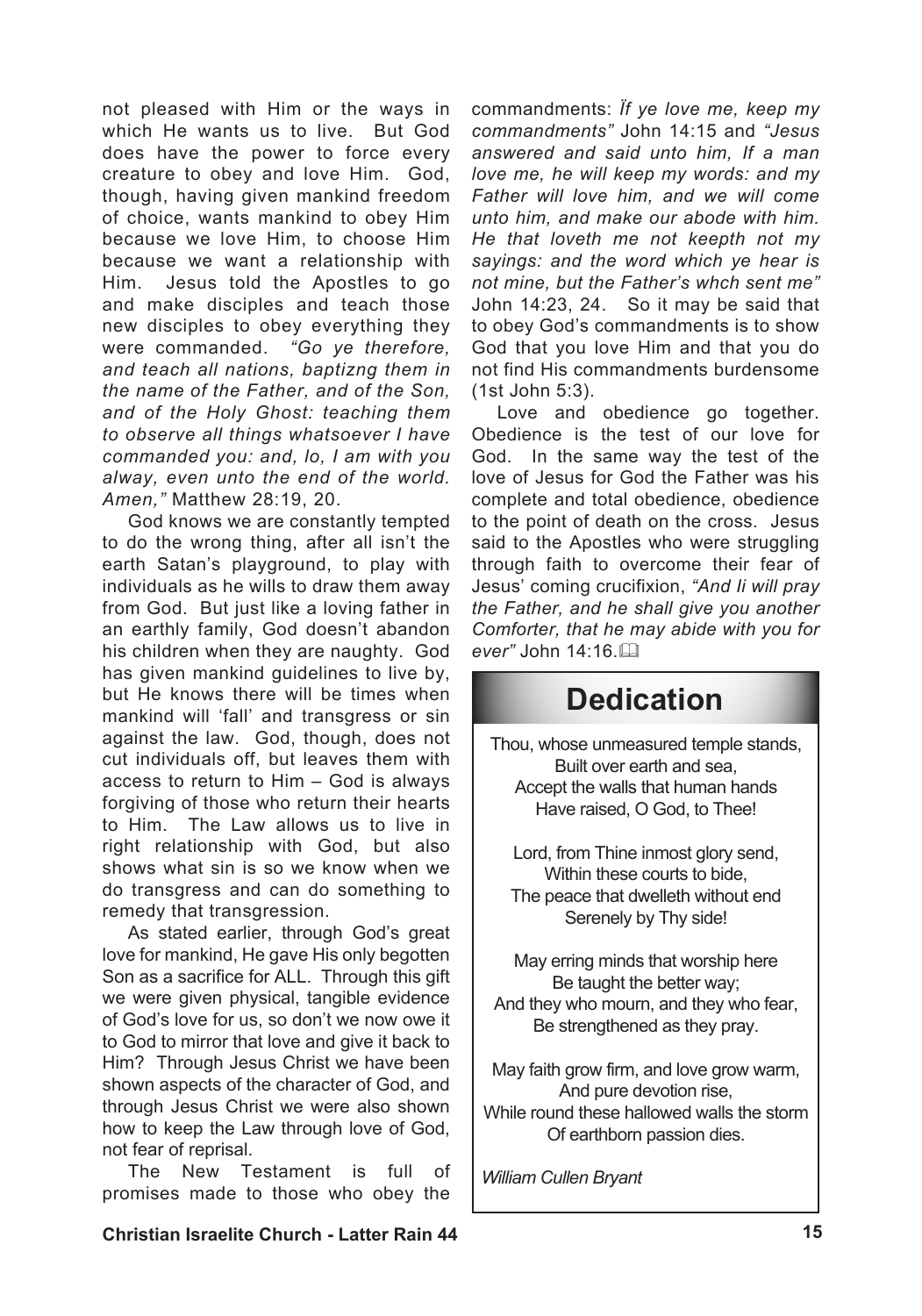not pleased with Him or the ways in which He wants us to live. But God does have the power to force every creature to obey and love Him. God, though, having given mankind freedom of choice, wants mankind to obey Him because we love Him, to choose Him because we want a relationship with Him. Jesus told the Apostles to go and make disciples and teach those new disciples to obey everything they were commanded. *"Go ye therefore, and teach all nations, baptizng them in the name of the Father, and of the Son, and of the Holy Ghost: teaching them to observe all things whatsoever I have commanded you: and, lo, I am with you alway, even unto the end of the world. Amen,"* Matthew 28:19, 20.

God knows we are constantly tempted to do the wrong thing, after all isn't the earth Satan's playground, to play with individuals as he wills to draw them away from God. But just like a loving father in an earthly family, God doesn't abandon his children when they are naughty. God has given mankind guidelines to live by, but He knows there will be times when mankind will 'fall' and transgress or sin against the law. God, though, does not cut individuals off, but leaves them with access to return to Him – God is always forgiving of those who return their hearts to Him. The Law allows us to live in right relationship with God, but also shows what sin is so we know when we do transgress and can do something to remedy that transgression.

As stated earlier, through God's great love for mankind, He gave His only begotten Son as a sacrifice for ALL. Through this gift we were given physical, tangible evidence of God's love for us, so don't we now owe it to God to mirror that love and give it back to Him? Through Jesus Christ we have been shown aspects of the character of God, and through Jesus Christ we were also shown how to keep the Law through love of God, not fear of reprisal.

The New Testament is full of promises made to those who obey the commandments: *Ïf ye love me, keep my commandments"* John 14:15 and *"Jesus answered and said unto him, If a man love me, he will keep my words: and my Father will love him, and we will come unto him, and make our abode with him. He that loveth me not keepth not my sayings: and the word which ye hear is not mine, but the Father's whch sent me"* John 14:23, 24. So it may be said that to obey God's commandments is to show God that you love Him and that you do not find His commandments burdensome (1st John 5:3).

Love and obedience go together. Obedience is the test of our love for God. In the same way the test of the love of Jesus for God the Father was his complete and total obedience, obedience to the point of death on the cross. Jesus said to the Apostles who were struggling through faith to overcome their fear of Jesus' coming crucifixion, *"And Ii will pray the Father, and he shall give you another Comforter, that he may abide with you for ever"* John 14:16.

## Dedication

Thou, whose unmeasured temple stands,
Built over earth and sea,
Accept the walls that human hands
Have raised, O God, to Thee!

Lord, from Thine inmost glory send,
Within these courts to bide,
The peace that dwelleth without end
Serenely by Thy side!

May erring minds that worship here
Be taught the better way;
And they who mourn, and they who fear,
Be strengthened as they pray.

May faith grow firm, and love grow warm,
And pure devotion rise,
While round these hallowed walls the storm
Of earthborn passion dies.

*William Cullen Bryant*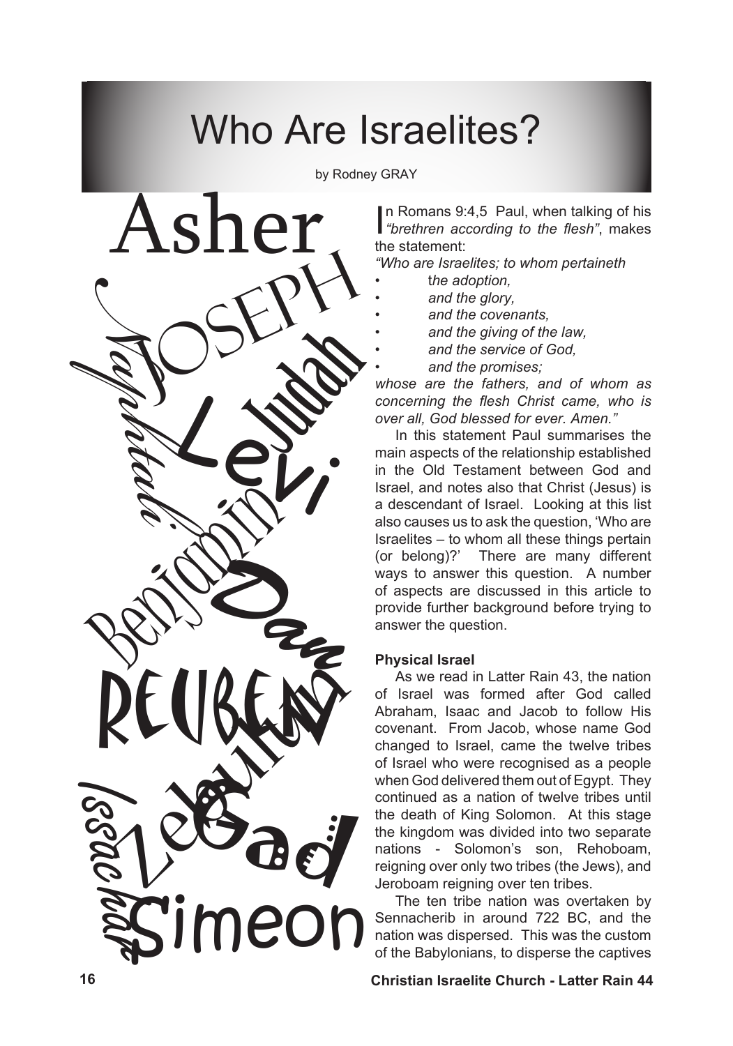# Who Are Israelites?

by Rodney GRAY

Asher JOSEPH Naphtali Judah Levi Benjamin Dan REUBEN Zebulun Issachar Gad Simeon

In Romans 9:4,5 Paul, when talking of his *"brethren according to the flesh"*, makes the statement:

*"Who are Israelites; to whom pertaineth*

- *the adoption,*
- *and the glory,*
- *and the covenants,*
- *and the giving of the law,*
- *and the service of God,*
- *and the promises;*

*whose are the fathers, and of whom as concerning the flesh Christ came, who is over all, God blessed for ever. Amen."*

In this statement Paul summarises the main aspects of the relationship established in the Old Testament between God and Israel, and notes also that Christ (Jesus) is a descendant of Israel. Looking at this list also causes us to ask the question, 'Who are Israelites – to whom all these things pertain (or belong)?' There are many different ways to answer this question. A number of aspects are discussed in this article to provide further background before trying to answer the question.

**Physical Israel**

As we read in Latter Rain 43, the nation of Israel was formed after God called Abraham, Isaac and Jacob to follow His covenant. From Jacob, whose name God changed to Israel, came the twelve tribes of Israel who were recognised as a people when God delivered them out of Egypt. They continued as a nation of twelve tribes until the death of King Solomon. At this stage the kingdom was divided into two separate nations - Solomon's son, Rehoboam, reigning over only two tribes (the Jews), and Jeroboam reigning over ten tribes.

The ten tribe nation was overtaken by Sennacherib in around 722 BC, and the nation was dispersed. This was the custom of the Babylonians, to disperse the captives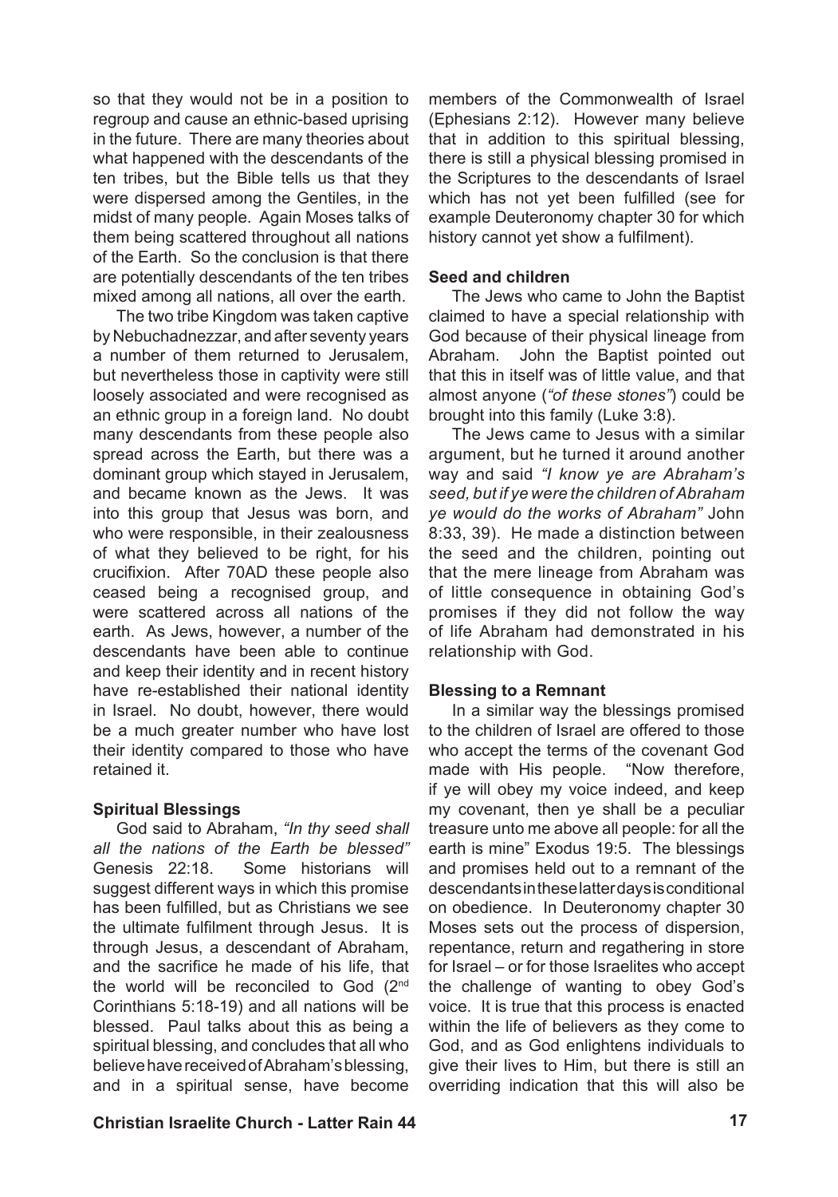so that they would not be in a position to regroup and cause an ethnic-based uprising in the future. There are many theories about what happened with the descendants of the ten tribes, but the Bible tells us that they were dispersed among the Gentiles, in the midst of many people. Again Moses talks of them being scattered throughout all nations of the Earth. So the conclusion is that there are potentially descendants of the ten tribes mixed among all nations, all over the earth.

The two tribe Kingdom was taken captive by Nebuchadnezzar, and after seventy years a number of them returned to Jerusalem, but nevertheless those in captivity were still loosely associated and were recognised as an ethnic group in a foreign land. No doubt many descendants from these people also spread across the Earth, but there was a dominant group which stayed in Jerusalem, and became known as the Jews. It was into this group that Jesus was born, and who were responsible, in their zealousness of what they believed to be right, for his crucifixion. After 70AD these people also ceased being a recognised group, and were scattered across all nations of the earth. As Jews, however, a number of the descendants have been able to continue and keep their identity and in recent history have re-established their national identity in Israel. No doubt, however, there would be a much greater number who have lost their identity compared to those who have retained it.

**Spiritual Blessings**

God said to Abraham, *"In thy seed shall all the nations of the Earth be blessed"* Genesis 22:18. Some historians will suggest different ways in which this promise has been fulfilled, but as Christians we see the ultimate fulfilment through Jesus. It is through Jesus, a descendant of Abraham, and the sacrifice he made of his life, that the world will be reconciled to God (2nd Corinthians 5:18-19) and all nations will be blessed. Paul talks about this as being a spiritual blessing, and concludes that all who believe have received of Abraham's blessing, and in a spiritual sense, have become members of the Commonwealth of Israel (Ephesians 2:12). However many believe that in addition to this spiritual blessing, there is still a physical blessing promised in the Scriptures to the descendants of Israel which has not yet been fulfilled (see for example Deuteronomy chapter 30 for which history cannot yet show a fulfilment).

**Seed and children**

The Jews who came to John the Baptist claimed to have a special relationship with God because of their physical lineage from Abraham. John the Baptist pointed out that this in itself was of little value, and that almost anyone (*"of these stones"*) could be brought into this family (Luke 3:8).

The Jews came to Jesus with a similar argument, but he turned it around another way and said *"I know ye are Abraham's seed, but if ye were the children of Abraham ye would do the works of Abraham"* John 8:33, 39). He made a distinction between the seed and the children, pointing out that the mere lineage from Abraham was of little consequence in obtaining God's promises if they did not follow the way of life Abraham had demonstrated in his relationship with God.

**Blessing to a Remnant**

In a similar way the blessings promised to the children of Israel are offered to those who accept the terms of the covenant God made with His people. "Now therefore, if ye will obey my voice indeed, and keep my covenant, then ye shall be a peculiar treasure unto me above all people: for all the earth is mine" Exodus 19:5. The blessings and promises held out to a remnant of the descendants in these latter days is conditional on obedience. In Deuteronomy chapter 30 Moses sets out the process of dispersion, repentance, return and regathering in store for Israel – or for those Israelites who accept the challenge of wanting to obey God's voice. It is true that this process is enacted within the life of believers as they come to God, and as God enlightens individuals to give their lives to Him, but there is still an overriding indication that this will also be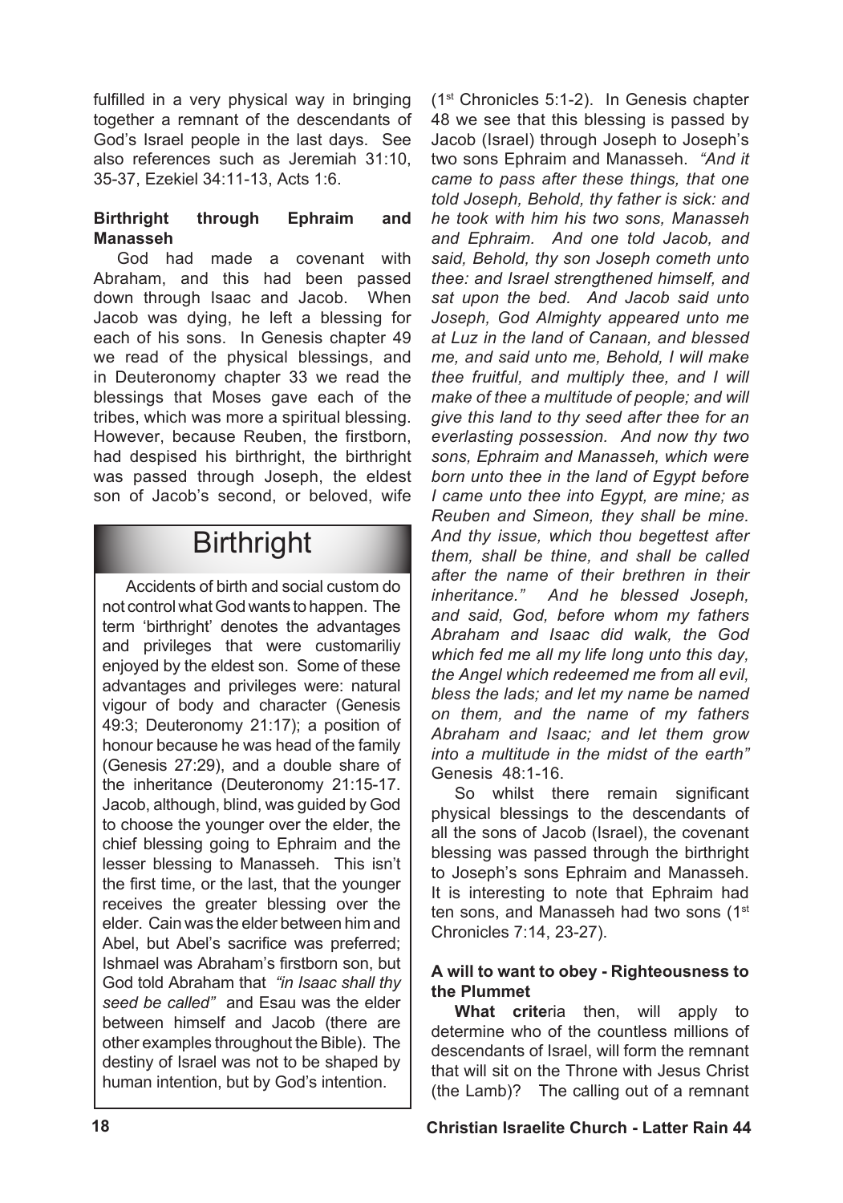fulfilled in a very physical way in bringing together a remnant of the descendants of God's Israel people in the last days. See also references such as Jeremiah 31:10, 35-37, Ezekiel 34:11-13, Acts 1:6.

**Birthright through Ephraim and Manasseh**

God had made a covenant with Abraham, and this had been passed down through Isaac and Jacob. When Jacob was dying, he left a blessing for each of his sons. In Genesis chapter 49 we read of the physical blessings, and in Deuteronomy chapter 33 we read the blessings that Moses gave each of the tribes, which was more a spiritual blessing. However, because Reuben, the firstborn, had despised his birthright, the birthright was passed through Joseph, the eldest son of Jacob's second, or beloved, wife (1st Chronicles 5:1-2). In Genesis chapter 48 we see that this blessing is passed by Jacob (Israel) through Joseph to Joseph's two sons Ephraim and Manasseh. *"And it came to pass after these things, that one told Joseph, Behold, thy father is sick: and he took with him his two sons, Manasseh and Ephraim. And one told Jacob, and said, Behold, thy son Joseph cometh unto thee: and Israel strengthened himself, and sat upon the bed. And Jacob said unto Joseph, God Almighty appeared unto me at Luz in the land of Canaan, and blessed me, and said unto me, Behold, I will make thee fruitful, and multiply thee, and I will make of thee a multitude of people; and will give this land to thy seed after thee for an everlasting possession. And now thy two sons, Ephraim and Manasseh, which were born unto thee in the land of Egypt before I came unto thee into Egypt, are mine; as Reuben and Simeon, they shall be mine. And thy issue, which thou begettest after them, shall be thine, and shall be called after the name of their brethren in their inheritance." And he blessed Joseph, and said, God, before whom my fathers Abraham and Isaac did walk, the God which fed me all my life long unto this day, the Angel which redeemed me from all evil, bless the lads; and let my name be named on them, and the name of my fathers Abraham and Isaac; and let them grow into a multitude in the midst of the earth"* Genesis 48:1-16.

So whilst there remain significant physical blessings to the descendants of all the sons of Jacob (Israel), the covenant blessing was passed through the birthright to Joseph's sons Ephraim and Manasseh. It is interesting to note that Ephraim had ten sons, and Manasseh had two sons (1st Chronicles 7:14, 23-27).

## Birthright

Accidents of birth and social custom do not control what God wants to happen. The term 'birthright' denotes the advantages and privileges that were customariliy enjoyed by the eldest son. Some of these advantages and privileges were: natural vigour of body and character (Genesis 49:3; Deuteronomy 21:17); a position of honour because he was head of the family (Genesis 27:29), and a double share of the inheritance (Deuteronomy 21:15-17. Jacob, although, blind, was guided by God to choose the younger over the elder, the chief blessing going to Ephraim and the lesser blessing to Manasseh. This isn't the first time, or the last, that the younger receives the greater blessing over the elder. Cain was the elder between him and Abel, but Abel's sacrifice was preferred; Ishmael was Abraham's firstborn son, but God told Abraham that *"in Isaac shall thy seed be called"* and Esau was the elder between himself and Jacob (there are other examples throughout the Bible). The destiny of Israel was not to be shaped by human intention, but by God's intention.

**A will to want to obey - Righteousness to the Plummet**

**What crite**ria then, will apply to determine who of the countless millions of descendants of Israel, will form the remnant that will sit on the Throne with Jesus Christ (the Lamb)? The calling out of a remnant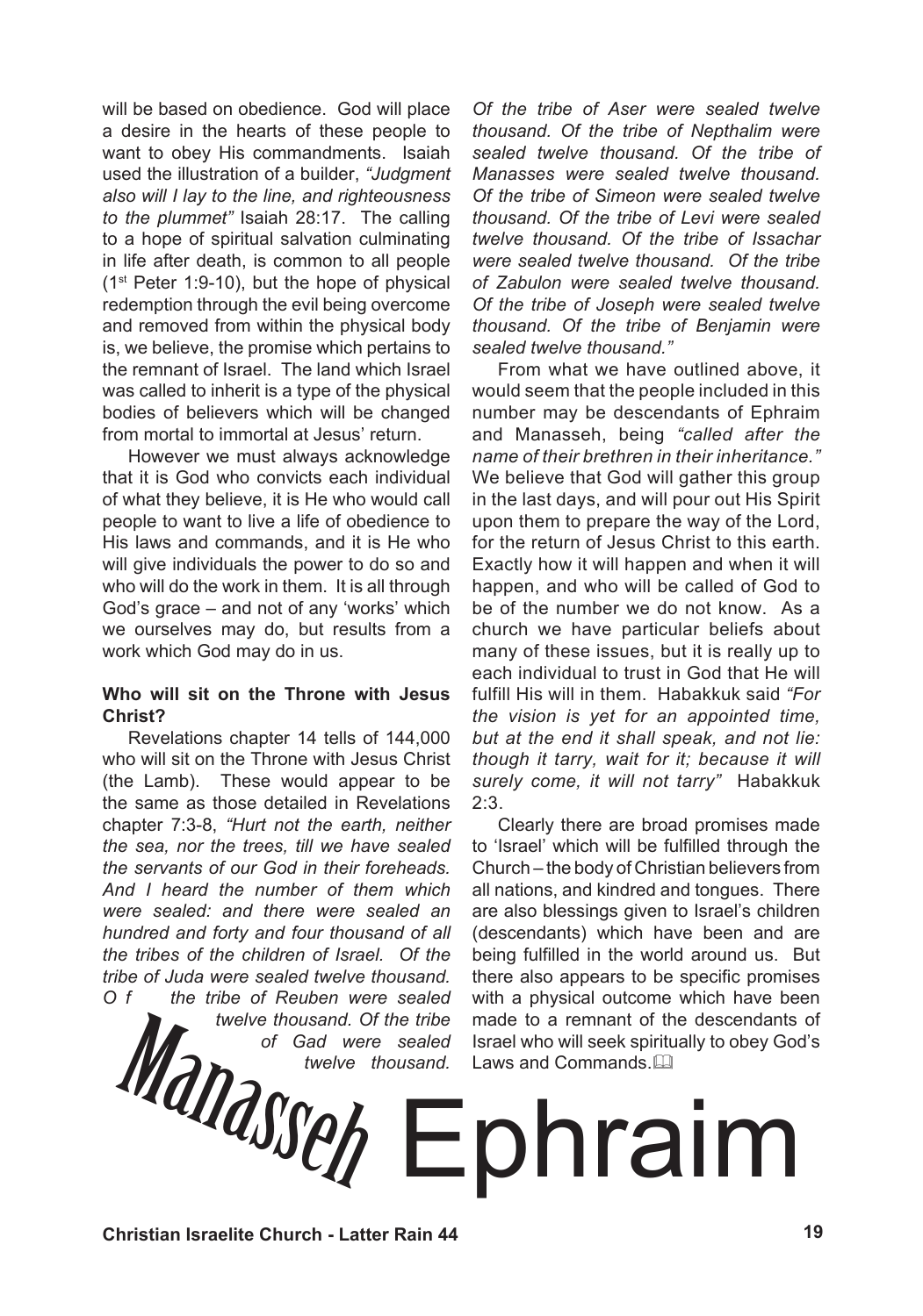will be based on obedience. God will place a desire in the hearts of these people to want to obey His commandments. Isaiah used the illustration of a builder, *"Judgment also will I lay to the line, and righteousness to the plummet"* Isaiah 28:17. The calling to a hope of spiritual salvation culminating in life after death, is common to all people (1st Peter 1:9-10), but the hope of physical redemption through the evil being overcome and removed from within the physical body is, we believe, the promise which pertains to the remnant of Israel. The land which Israel was called to inherit is a type of the physical bodies of believers which will be changed from mortal to immortal at Jesus' return.

However we must always acknowledge that it is God who convicts each individual of what they believe, it is He who would call people to want to live a life of obedience to His laws and commands, and it is He who will give individuals the power to do so and who will do the work in them. It is all through God's grace – and not of any 'works' which we ourselves may do, but results from a work which God may do in us.

**Who will sit on the Throne with Jesus Christ?**

Revelations chapter 14 tells of 144,000 who will sit on the Throne with Jesus Christ (the Lamb). These would appear to be the same as those detailed in Revelations chapter 7:3-8, *"Hurt not the earth, neither the sea, nor the trees, till we have sealed the servants of our God in their foreheads. And I heard the number of them which were sealed: and there were sealed an hundred and forty and four thousand of all the tribes of the children of Israel. Of the tribe of Juda were sealed twelve thousand. Of the tribe of Reuben were sealed twelve thousand. Of the tribe of Gad were sealed twelve thousand. Of the tribe of Aser were sealed twelve thousand. Of the tribe of Nepthalim were sealed twelve thousand. Of the tribe of Manasses were sealed twelve thousand. Of the tribe of Simeon were sealed twelve thousand. Of the tribe of Levi were sealed twelve thousand. Of the tribe of Issachar were sealed twelve thousand. Of the tribe of Zabulon were sealed twelve thousand. Of the tribe of Joseph were sealed twelve thousand. Of the tribe of Benjamin were sealed twelve thousand."*

From what we have outlined above, it would seem that the people included in this number may be descendants of Ephraim and Manasseh, being *"called after the name of their brethren in their inheritance."* We believe that God will gather this group in the last days, and will pour out His Spirit upon them to prepare the way of the Lord, for the return of Jesus Christ to this earth. Exactly how it will happen and when it will happen, and who will be called of God to be of the number we do not know. As a church we have particular beliefs about many of these issues, but it is really up to each individual to trust in God that He will fulfill His will in them. Habakkuk said *"For the vision is yet for an appointed time, but at the end it shall speak, and not lie: though it tarry, wait for it; because it will surely come, it will not tarry"* Habakkuk 2:3.

Clearly there are broad promises made to 'Israel' which will be fulfilled through the Church – the body of Christian believers from all nations, and kindred and tongues. There are also blessings given to Israel's children (descendants) which have been and are being fulfilled in the world around us. But there also appears to be specific promises with a physical outcome which have been made to a remnant of the descendants of Israel who will seek spiritually to obey God's Laws and Commands.

Manasseh Ephraim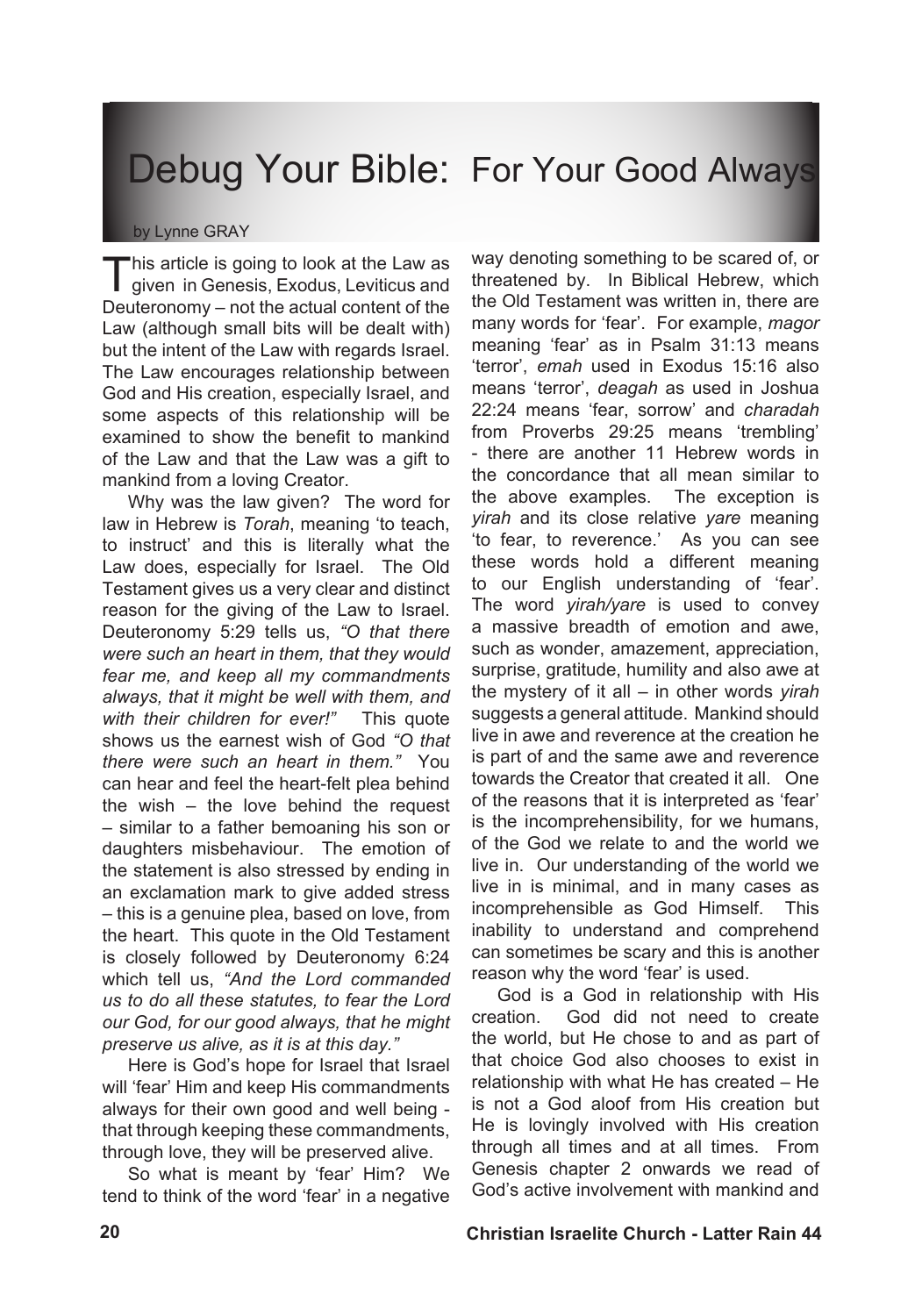# Debug Your Bible: For Your Good Always

by Lynne GRAY

This article is going to look at the Law as given in Genesis, Exodus, Leviticus and Deuteronomy – not the actual content of the Law (although small bits will be dealt with) but the intent of the Law with regards Israel. The Law encourages relationship between God and His creation, especially Israel, and some aspects of this relationship will be examined to show the benefit to mankind of the Law and that the Law was a gift to mankind from a loving Creator.

Why was the law given? The word for law in Hebrew is *Torah*, meaning 'to teach, to instruct' and this is literally what the Law does, especially for Israel. The Old Testament gives us a very clear and distinct reason for the giving of the Law to Israel. Deuteronomy 5:29 tells us, *"O that there were such an heart in them, that they would fear me, and keep all my commandments always, that it might be well with them, and with their children for ever!"* This quote shows us the earnest wish of God *"O that there were such an heart in them."* You can hear and feel the heart-felt plea behind the wish – the love behind the request – similar to a father bemoaning his son or daughters misbehaviour. The emotion of the statement is also stressed by ending in an exclamation mark to give added stress – this is a genuine plea, based on love, from the heart. This quote in the Old Testament is closely followed by Deuteronomy 6:24 which tell us, *"And the Lord commanded us to do all these statutes, to fear the Lord our God, for our good always, that he might preserve us alive, as it is at this day."*

Here is God's hope for Israel that Israel will 'fear' Him and keep His commandments always for their own good and well being - that through keeping these commandments, through love, they will be preserved alive.

So what is meant by 'fear' Him? We tend to think of the word 'fear' in a negative way denoting something to be scared of, or threatened by. In Biblical Hebrew, which the Old Testament was written in, there are many words for 'fear'. For example, *magor* meaning 'fear' as in Psalm 31:13 means 'terror', *emah* used in Exodus 15:16 also means 'terror', *deagah* as used in Joshua 22:24 means 'fear, sorrow' and *charadah* from Proverbs 29:25 means 'trembling' - there are another 11 Hebrew words in the concordance that all mean similar to the above examples. The exception is *yirah* and its close relative *yare* meaning 'to fear, to reverence.' As you can see these words hold a different meaning to our English understanding of 'fear'. The word *yirah/yare* is used to convey a massive breadth of emotion and awe, such as wonder, amazement, appreciation, surprise, gratitude, humility and also awe at the mystery of it all – in other words *yirah* suggests a general attitude. Mankind should live in awe and reverence at the creation he is part of and the same awe and reverence towards the Creator that created it all. One of the reasons that it is interpreted as 'fear' is the incomprehensibility, for we humans, of the God we relate to and the world we live in. Our understanding of the world we live in is minimal, and in many cases as incomprehensible as God Himself. This inability to understand and comprehend can sometimes be scary and this is another reason why the word 'fear' is used.

God is a God in relationship with His creation. God did not need to create the world, but He chose to and as part of that choice God also chooses to exist in relationship with what He has created – He is not a God aloof from His creation but He is lovingly involved with His creation through all times and at all times. From Genesis chapter 2 onwards we read of God's active involvement with mankind and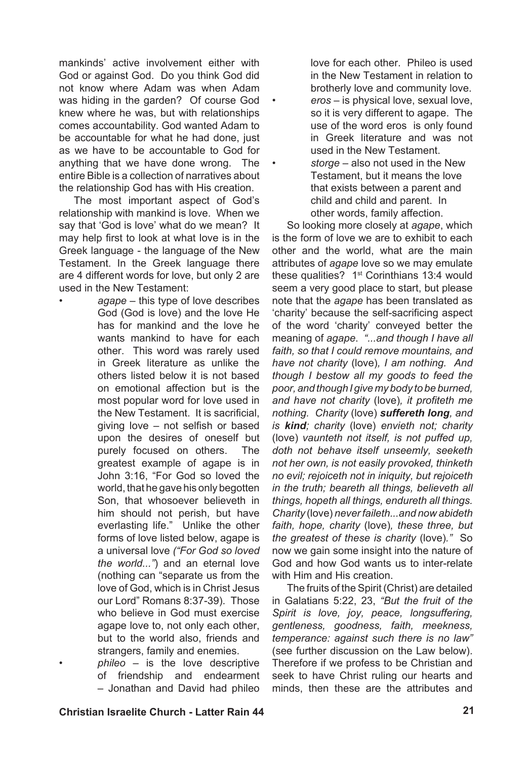mankinds' active involvement either with God or against God. Do you think God did not know where Adam was when Adam was hiding in the garden? Of course God knew where he was, but with relationships comes accountability. God wanted Adam to be accountable for what he had done, just as we have to be accountable to God for anything that we have done wrong. The entire Bible is a collection of narratives about the relationship God has with His creation.

The most important aspect of God's relationship with mankind is love. When we say that 'God is love' what do we mean? It may help first to look at what love is in the Greek language - the language of the New Testament. In the Greek language there are 4 different words for love, but only 2 are used in the New Testament:

- *agape* – this type of love describes God (God is love) and the love He has for mankind and the love he wants mankind to have for each other. This word was rarely used in Greek literature as unlike the others listed below it is not based on emotional affection but is the most popular word for love used in the New Testament. It is sacrificial, giving love – not selfish or based upon the desires of oneself but purely focused on others. The greatest example of agape is in John 3:16, "For God so loved the world, that he gave his only begotten Son, that whosoever believeth in him should not perish, but have everlasting life." Unlike the other forms of love listed below, agape is a universal love *("For God so loved the world...")* and an eternal love (nothing can "separate us from the love of God, which is in Christ Jesus our Lord" Romans 8:37-39). Those who believe in God must exercise agape love to, not only each other, but to the world also, friends and strangers, family and enemies.
- *phileo* – is the love descriptive of friendship and endearment – Jonathan and David had phileo love for each other. Phileo is used in the New Testament in relation to brotherly love and community love.
- *eros* – is physical love, sexual love, so it is very different to agape. The use of the word eros is only found in Greek literature and was not used in the New Testament.
- *storge* – also not used in the New Testament, but it means the love that exists between a parent and child and child and parent. In other words, family affection.

So looking more closely at *agape*, which is the form of love we are to exhibit to each other and the world, what are the main attributes of *agape* love so we may emulate these qualities? 1st Corinthians 13:4 would seem a very good place to start, but please note that the *agape* has been translated as 'charity' because the self-sacrificing aspect of the word 'charity' conveyed better the meaning of *agape*. *"...and though I have all faith, so that I could remove mountains, and have not charity* (love)*, I am nothing. And though I bestow all my goods to feed the poor, and though I give my body to be burned, and have not charity* (love)*, it profiteth me nothing. Charity* (love) ***suffereth long****, and is* ***kind****; charity* (love) *envieth not; charity* (love) *vaunteth not itself, is not puffed up, doth not behave itself unseemly, seeketh not her own, is not easily provoked, thinketh no evil; rejoiceth not in iniquity, but rejoiceth in the truth; beareth all things, believeth all things, hopeth all things, endureth all things. Charity* (love) *never faileth...and now abideth faith, hope, charity* (love)*, these three, but the greatest of these is charity* (love)*."* So now we gain some insight into the nature of God and how God wants us to inter-relate with Him and His creation.

The fruits of the Spirit (Christ) are detailed in Galatians 5:22, 23, *"But the fruit of the Spirit is love, joy, peace, longsuffering, gentleness, goodness, faith, meekness, temperance: against such there is no law"* (see further discussion on the Law below). Therefore if we profess to be Christian and seek to have Christ ruling our hearts and minds, then these are the attributes and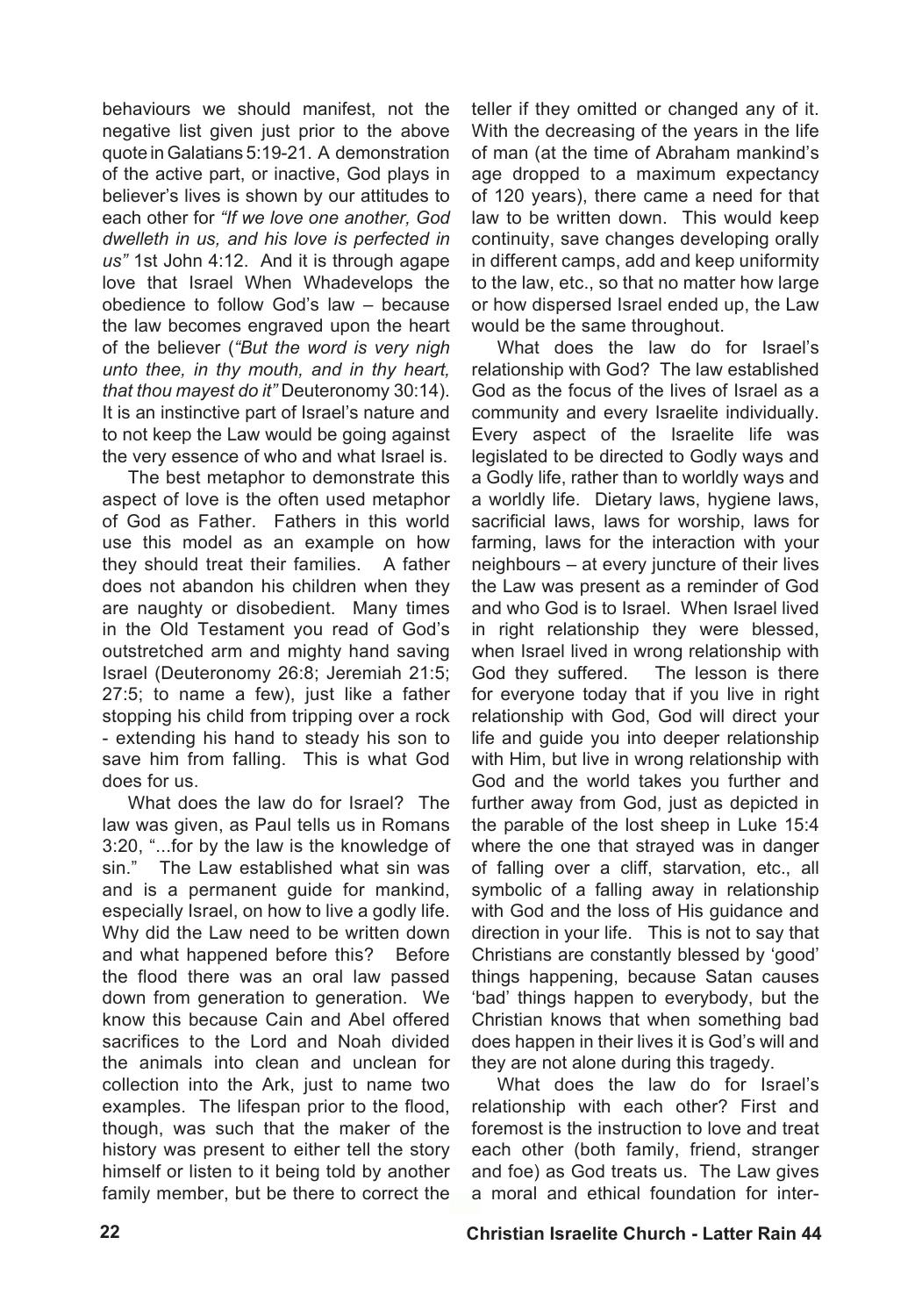behaviours we should manifest, not the negative list given just prior to the above quote in Galatians 5:19-21. A demonstration of the active part, or inactive, God plays in believer's lives is shown by our attitudes to each other for *"If we love one another, God dwelleth in us, and his love is perfected in us"* 1st John 4:12. And it is through agape love that Israel When Whadevelops the obedience to follow God's law – because the law becomes engraved upon the heart of the believer (*"But the word is very nigh unto thee, in thy mouth, and in thy heart, that thou mayest do it"* Deuteronomy 30:14). It is an instinctive part of Israel's nature and to not keep the Law would be going against the very essence of who and what Israel is.

The best metaphor to demonstrate this aspect of love is the often used metaphor of God as Father. Fathers in this world use this model as an example on how they should treat their families. A father does not abandon his children when they are naughty or disobedient. Many times in the Old Testament you read of God's outstretched arm and mighty hand saving Israel (Deuteronomy 26:8; Jeremiah 21:5; 27:5; to name a few), just like a father stopping his child from tripping over a rock - extending his hand to steady his son to save him from falling. This is what God does for us.

What does the law do for Israel? The law was given, as Paul tells us in Romans 3:20, "...for by the law is the knowledge of sin." The Law established what sin was and is a permanent guide for mankind, especially Israel, on how to live a godly life. Why did the Law need to be written down and what happened before this? Before the flood there was an oral law passed down from generation to generation. We know this because Cain and Abel offered sacrifices to the Lord and Noah divided the animals into clean and unclean for collection into the Ark, just to name two examples. The lifespan prior to the flood, though, was such that the maker of the history was present to either tell the story himself or listen to it being told by another family member, but be there to correct the teller if they omitted or changed any of it. With the decreasing of the years in the life of man (at the time of Abraham mankind's age dropped to a maximum expectancy of 120 years), there came a need for that law to be written down. This would keep continuity, save changes developing orally in different camps, add and keep uniformity to the law, etc., so that no matter how large or how dispersed Israel ended up, the Law would be the same throughout.

What does the law do for Israel's relationship with God? The law established God as the focus of the lives of Israel as a community and every Israelite individually. Every aspect of the Israelite life was legislated to be directed to Godly ways and a Godly life, rather than to worldly ways and a worldly life. Dietary laws, hygiene laws, sacrificial laws, laws for worship, laws for farming, laws for the interaction with your neighbours – at every juncture of their lives the Law was present as a reminder of God and who God is to Israel. When Israel lived in right relationship they were blessed, when Israel lived in wrong relationship with God they suffered. The lesson is there for everyone today that if you live in right relationship with God, God will direct your life and guide you into deeper relationship with Him, but live in wrong relationship with God and the world takes you further and further away from God, just as depicted in the parable of the lost sheep in Luke 15:4 where the one that strayed was in danger of falling over a cliff, starvation, etc., all symbolic of a falling away in relationship with God and the loss of His guidance and direction in your life. This is not to say that Christians are constantly blessed by 'good' things happening, because Satan causes 'bad' things happen to everybody, but the Christian knows that when something bad does happen in their lives it is God's will and they are not alone during this tragedy.

What does the law do for Israel's relationship with each other? First and foremost is the instruction to love and treat each other (both family, friend, stranger and foe) as God treats us. The Law gives a moral and ethical foundation for inter-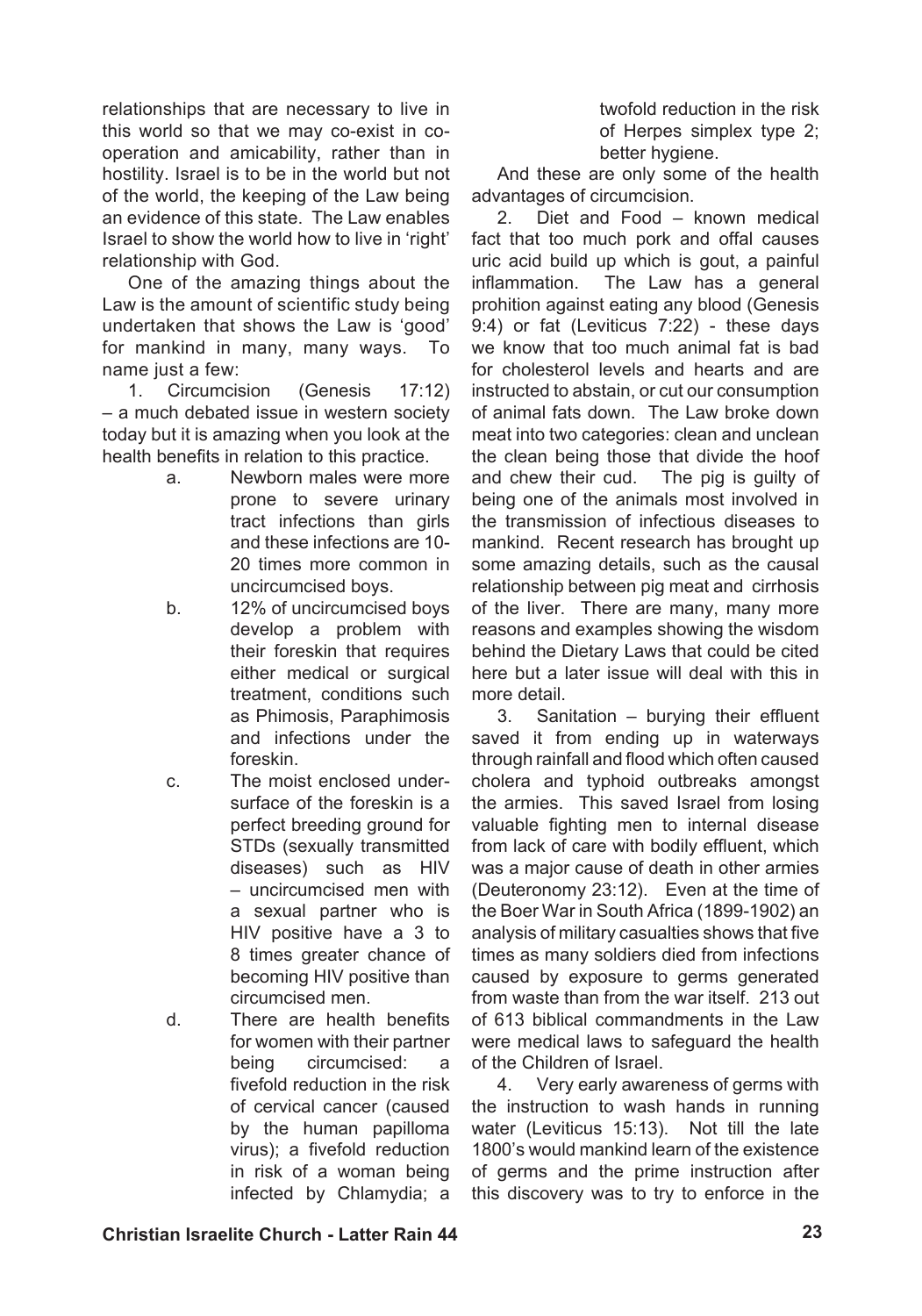relationships that are necessary to live in this world so that we may co-exist in co-operation and amicability, rather than in hostility. Israel is to be in the world but not of the world, the keeping of the Law being an evidence of this state. The Law enables Israel to show the world how to live in 'right' relationship with God.

One of the amazing things about the Law is the amount of scientific study being undertaken that shows the Law is 'good' for mankind in many, many ways. To name just a few:

1. Circumcision (Genesis 17:12) – a much debated issue in western society today but it is amazing when you look at the health benefits in relation to this practice.
   a. Newborn males were more prone to severe urinary tract infections than girls and these infections are 10-20 times more common in uncircumcised boys.
   b. 12% of uncircumcised boys develop a problem with their foreskin that requires either medical or surgical treatment, conditions such as Phimosis, Paraphimosis and infections under the foreskin.
   c. The moist enclosed under-surface of the foreskin is a perfect breeding ground for STDs (sexually transmitted diseases) such as HIV – uncircumcised men with a sexual partner who is HIV positive have a 3 to 8 times greater chance of becoming HIV positive than circumcised men.
   d. There are health benefits for women with their partner being circumcised: a fivefold reduction in the risk of cervical cancer (caused by the human papilloma virus); a fivefold reduction in risk of a woman being infected by Chlamydia; a twofold reduction in the risk of Herpes simplex type 2; better hygiene.

And these are only some of the health advantages of circumcision.

2. Diet and Food – known medical fact that too much pork and offal causes uric acid build up which is gout, a painful inflammation. The Law has a general prohition against eating any blood (Genesis 9:4) or fat (Leviticus 7:22) - these days we know that too much animal fat is bad for cholesterol levels and hearts and are instructed to abstain, or cut our consumption of animal fats down. The Law broke down meat into two categories: clean and unclean the clean being those that divide the hoof and chew their cud. The pig is guilty of being one of the animals most involved in the transmission of infectious diseases to mankind. Recent research has brought up some amazing details, such as the causal relationship between pig meat and cirrhosis of the liver. There are many, many more reasons and examples showing the wisdom behind the Dietary Laws that could be cited here but a later issue will deal with this in more detail.

3. Sanitation – burying their effluent saved it from ending up in waterways through rainfall and flood which often caused cholera and typhoid outbreaks amongst the armies. This saved Israel from losing valuable fighting men to internal disease from lack of care with bodily effluent, which was a major cause of death in other armies (Deuteronomy 23:12). Even at the time of the Boer War in South Africa (1899-1902) an analysis of military casualties shows that five times as many soldiers died from infections caused by exposure to germs generated from waste than from the war itself. 213 out of 613 biblical commandments in the Law were medical laws to safeguard the health of the Children of Israel.

4. Very early awareness of germs with the instruction to wash hands in running water (Leviticus 15:13). Not till the late 1800's would mankind learn of the existence of germs and the prime instruction after this discovery was to try to enforce in the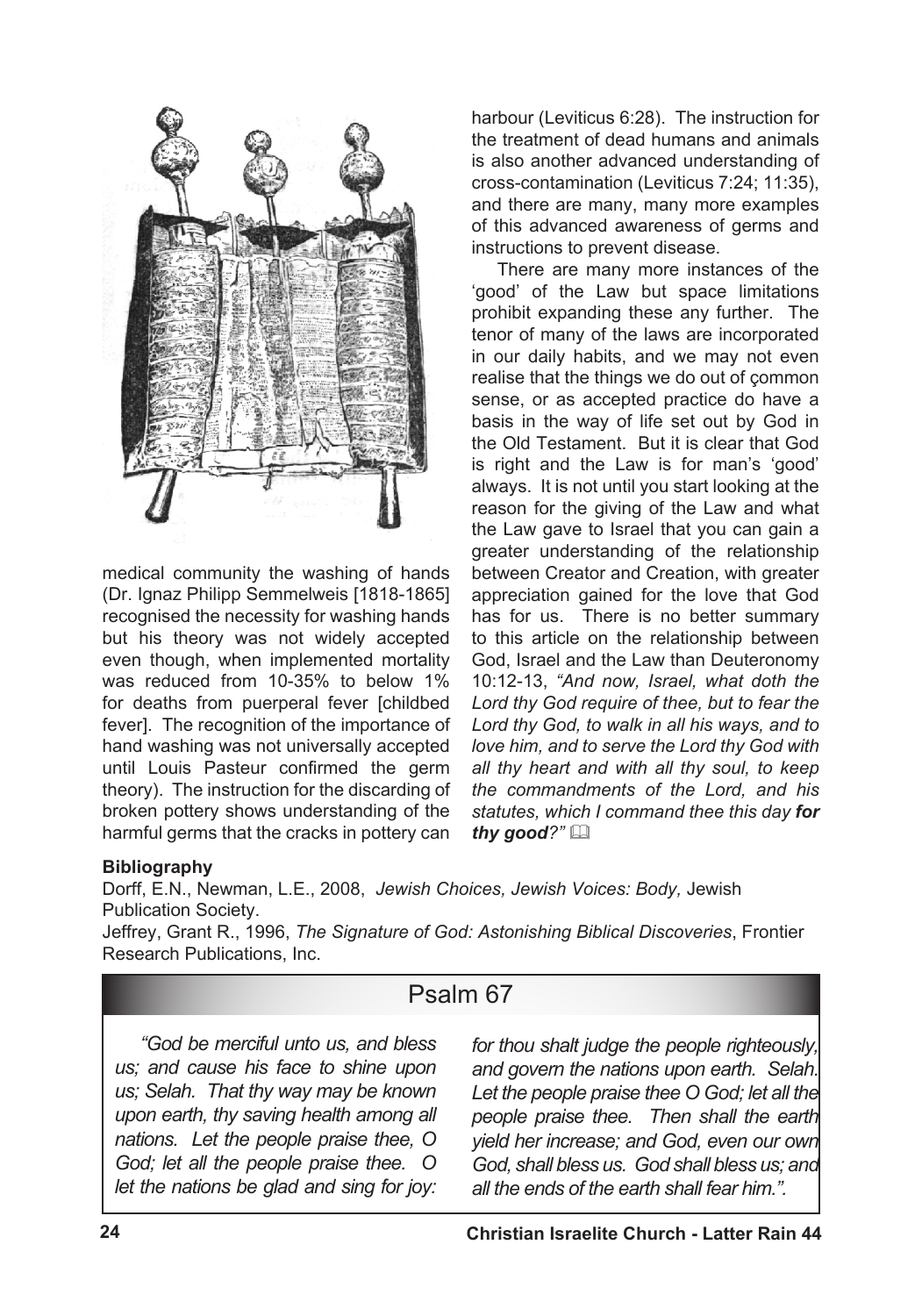medical community the washing of hands (Dr. Ignaz Philipp Semmelweis [1818-1865] recognised the necessity for washing hands but his theory was not widely accepted even though, when implemented mortality was reduced from 10-35% to below 1% for deaths from puerperal fever [childbed fever]. The recognition of the importance of hand washing was not universally accepted until Louis Pasteur confirmed the germ theory). The instruction for the discarding of broken pottery shows understanding of the harmful germs that the cracks in pottery can harbour (Leviticus 6:28). The instruction for the treatment of dead humans and animals is also another advanced understanding of cross-contamination (Leviticus 7:24; 11:35), and there are many, many more examples of this advanced awareness of germs and instructions to prevent disease.

There are many more instances of the 'good' of the Law but space limitations prohibit expanding these any further. The tenor of many of the laws are incorporated in our daily habits, and we may not even realise that the things we do out of common sense, or as accepted practice do have a basis in the way of life set out by God in the Old Testament. But it is clear that God is right and the Law is for man's 'good' always. It is not until you start looking at the reason for the giving of the Law and what the Law gave to Israel that you can gain a greater understanding of the relationship between Creator and Creation, with greater appreciation gained for the love that God has for us. There is no better summary to this article on the relationship between God, Israel and the Law than Deuteronomy 10:12-13, *"And now, Israel, what doth the Lord thy God require of thee, but to fear the Lord thy God, to walk in all his ways, and to love him, and to serve the Lord thy God with all thy heart and with all thy soul, to keep the commandments of the Lord, and his statutes, which I command thee this day **for thy good**?"* 📖

**Bibliography**

Dorff, E.N., Newman, L.E., 2008, *Jewish Choices, Jewish Voices: Body,* Jewish Publication Society.

Jeffrey, Grant R., 1996, *The Signature of God: Astonishing Biblical Discoveries*, Frontier Research Publications, Inc.

## Psalm 67

*"God be merciful unto us, and bless us; and cause his face to shine upon us; Selah. That thy way may be known upon earth, thy saving health among all nations. Let the people praise thee, O God; let all the people praise thee. O let the nations be glad and sing for joy: for thou shalt judge the people righteously, and govern the nations upon earth. Selah. Let the people praise thee O God; let all the people praise thee. Then shall the earth yield her increase; and God, even our own God, shall bless us. God shall bless us; and all the ends of the earth shall fear him.".*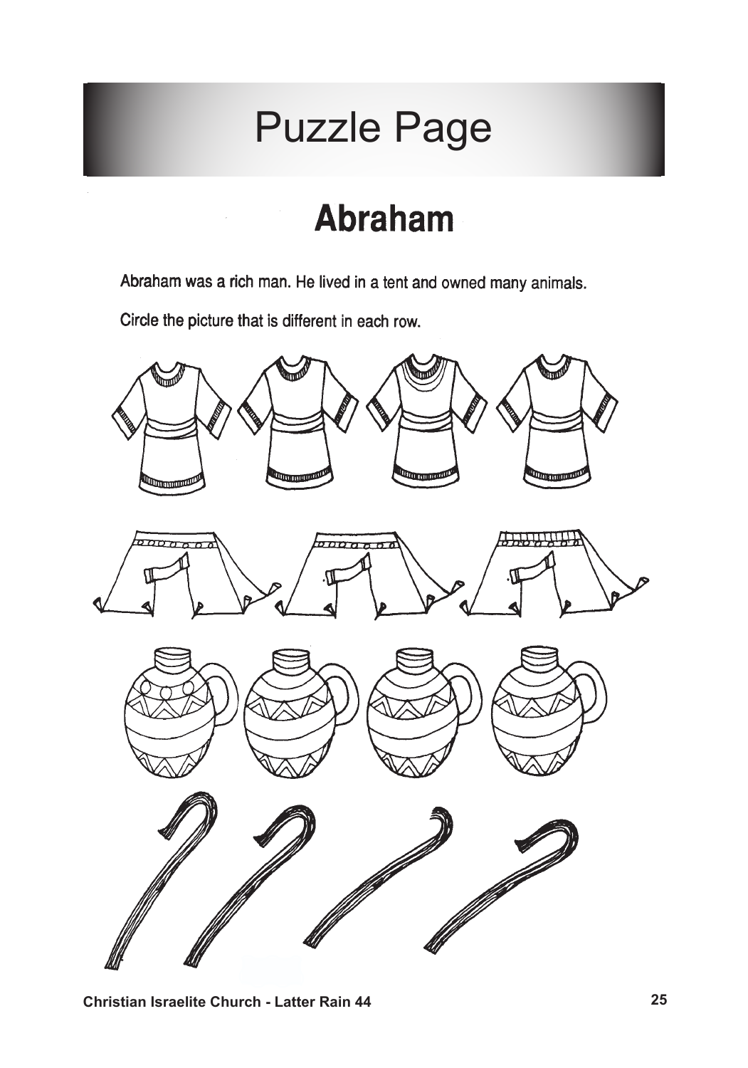# Puzzle Page

## Abraham

Abraham was a rich man. He lived in a tent and owned many animals.

Circle the picture that is different in each row.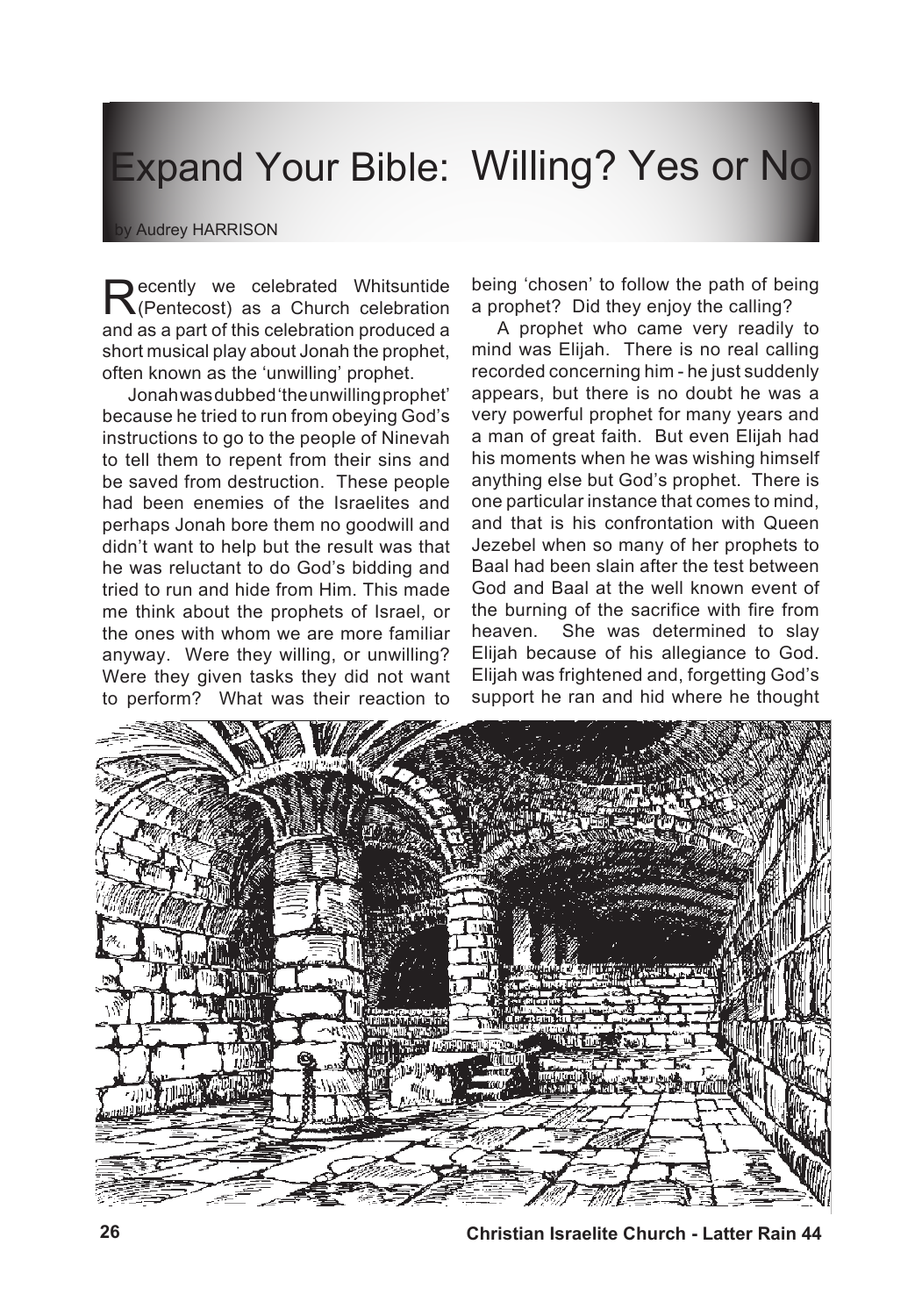# Expand Your Bible: Willing? Yes or No

by Audrey HARRISON

Recently we celebrated Whitsuntide (Pentecost) as a Church celebration and as a part of this celebration produced a short musical play about Jonah the prophet, often known as the 'unwilling' prophet.

Jonah was dubbed 'the unwilling prophet' because he tried to run from obeying God's instructions to go to the people of Nineveh to tell them to repent from their sins and be saved from destruction. These people had been enemies of the Israelites and perhaps Jonah bore them no goodwill and didn't want to help but the result was that he was reluctant to do God's bidding and tried to run and hide from Him. This made me think about the prophets of Israel, or the ones with whom we are more familiar anyway. Were they willing, or unwilling? Were they given tasks they did not want to perform? What was their reaction to being 'chosen' to follow the path of being a prophet? Did they enjoy the calling?

A prophet who came very readily to mind was Elijah. There is no real calling recorded concerning him - he just suddenly appears, but there is no doubt he was a very powerful prophet for many years and a man of great faith. But even Elijah had his moments when he was wishing himself anything else but God's prophet. There is one particular instance that comes to mind, and that is his confrontation with Queen Jezebel when so many of her prophets to Baal had been slain after the test between God and Baal at the well known event of the burning of the sacrifice with fire from heaven. She was determined to slay Elijah because of his allegiance to God. Elijah was frightened and, forgetting God's support he ran and hid where he thought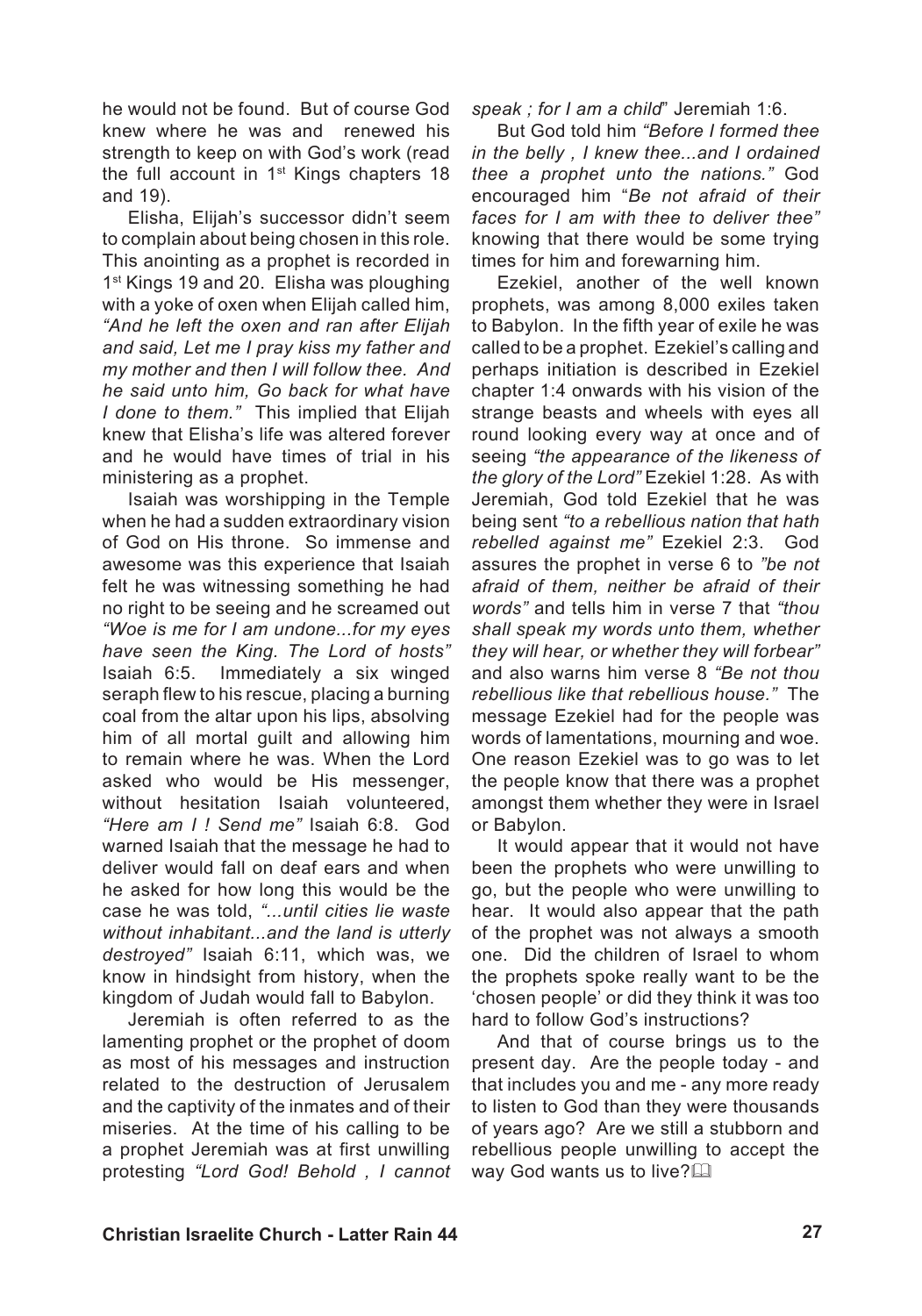he would not be found. But of course God knew where he was and renewed his strength to keep on with God's work (read the full account in 1st Kings chapters 18 and 19).

Elisha, Elijah's successor didn't seem to complain about being chosen in this role. This anointing as a prophet is recorded in 1st Kings 19 and 20. Elisha was ploughing with a yoke of oxen when Elijah called him, *"And he left the oxen and ran after Elijah and said, Let me I pray kiss my father and my mother and then I will follow thee. And he said unto him, Go back for what have I done to them."* This implied that Elijah knew that Elisha's life was altered forever and he would have times of trial in his ministering as a prophet.

Isaiah was worshipping in the Temple when he had a sudden extraordinary vision of God on His throne. So immense and awesome was this experience that Isaiah felt he was witnessing something he had no right to be seeing and he screamed out *"Woe is me for I am undone...for my eyes have seen the King. The Lord of hosts"* Isaiah 6:5. Immediately a six winged seraph flew to his rescue, placing a burning coal from the altar upon his lips, absolving him of all mortal guilt and allowing him to remain where he was. When the Lord asked who would be His messenger, without hesitation Isaiah volunteered, *"Here am I ! Send me"* Isaiah 6:8. God warned Isaiah that the message he had to deliver would fall on deaf ears and when he asked for how long this would be the case he was told, *"...until cities lie waste without inhabitant...and the land is utterly destroyed"* Isaiah 6:11, which was, we know in hindsight from history, when the kingdom of Judah would fall to Babylon.

Jeremiah is often referred to as the lamenting prophet or the prophet of doom as most of his messages and instruction related to the destruction of Jerusalem and the captivity of the inmates and of their miseries. At the time of his calling to be a prophet Jeremiah was at first unwilling protesting *"Lord God! Behold , I cannot speak ; for I am a child*" Jeremiah 1:6.

But God told him *"Before I formed thee in the belly , I knew thee...and I ordained thee a prophet unto the nations."* God encouraged him "*Be not afraid of their faces for I am with thee to deliver thee"* knowing that there would be some trying times for him and forewarning him.

Ezekiel, another of the well known prophets, was among 8,000 exiles taken to Babylon. In the fifth year of exile he was called to be a prophet. Ezekiel's calling and perhaps initiation is described in Ezekiel chapter 1:4 onwards with his vision of the strange beasts and wheels with eyes all round looking every way at once and of seeing *"the appearance of the likeness of the glory of the Lord"* Ezekiel 1:28. As with Jeremiah, God told Ezekiel that he was being sent *"to a rebellious nation that hath rebelled against me"* Ezekiel 2:3. God assures the prophet in verse 6 to *"be not afraid of them, neither be afraid of their words"* and tells him in verse 7 that *"thou shall speak my words unto them, whether they will hear, or whether they will forbear"* and also warns him verse 8 *"Be not thou rebellious like that rebellious house."* The message Ezekiel had for the people was words of lamentations, mourning and woe. One reason Ezekiel was to go was to let the people know that there was a prophet amongst them whether they were in Israel or Babylon.

It would appear that it would not have been the prophets who were unwilling to go, but the people who were unwilling to hear. It would also appear that the path of the prophet was not always a smooth one. Did the children of Israel to whom the prophets spoke really want to be the 'chosen people' or did they think it was too hard to follow God's instructions?

And that of course brings us to the present day. Are the people today - and that includes you and me - any more ready to listen to God than they were thousands of years ago? Are we still a stubborn and rebellious people unwilling to accept the way God wants us to live? 🕮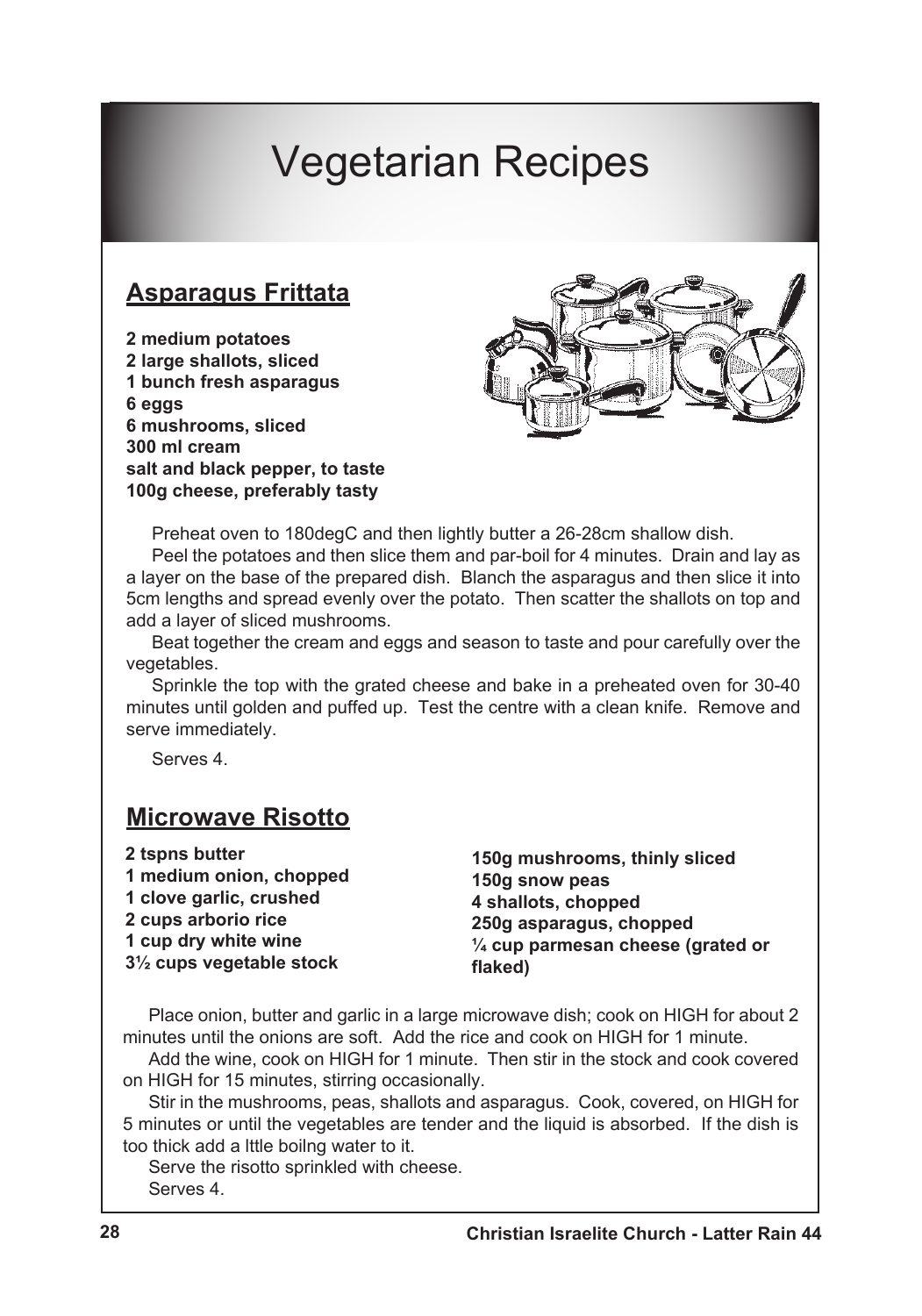# Vegetarian Recipes

## Asparagus Frittata

**2 medium potatoes**
**2 large shallots, sliced**
**1 bunch fresh asparagus**
**6 eggs**
**6 mushrooms, sliced**
**300 ml cream**
**salt and black pepper, to taste**
**100g cheese, preferably tasty**

Preheat oven to 180degC and then lightly butter a 26-28cm shallow dish.

Peel the potatoes and then slice them and par-boil for 4 minutes. Drain and lay as a layer on the base of the prepared dish. Blanch the asparagus and then slice it into 5cm lengths and spread evenly over the potato. Then scatter the shallots on top and add a layer of sliced mushrooms.

Beat together the cream and eggs and season to taste and pour carefully over the vegetables.

Sprinkle the top with the grated cheese and bake in a preheated oven for 30-40 minutes until golden and puffed up. Test the centre with a clean knife. Remove and serve immediately.

Serves 4.

## Microwave Risotto

**2 tspns butter**
**1 medium onion, chopped**
**1 clove garlic, crushed**
**2 cups arborio rice**
**1 cup dry white wine**
**3½ cups vegetable stock**
**150g mushrooms, thinly sliced**
**150g snow peas**
**4 shallots, chopped**
**250g asparagus, chopped**
**¼ cup parmesan cheese (grated or flaked)**

Place onion, butter and garlic in a large microwave dish; cook on HIGH for about 2 minutes until the onions are soft. Add the rice and cook on HIGH for 1 minute.

Add the wine, cook on HIGH for 1 minute. Then stir in the stock and cook covered on HIGH for 15 minutes, stirring occasionally.

Stir in the mushrooms, peas, shallots and asparagus. Cook, covered, on HIGH for 5 minutes or until the vegetables are tender and the liquid is absorbed. If the dish is too thick add a lttle boilng water to it.

Serve the risotto sprinkled with cheese.

Serves 4.